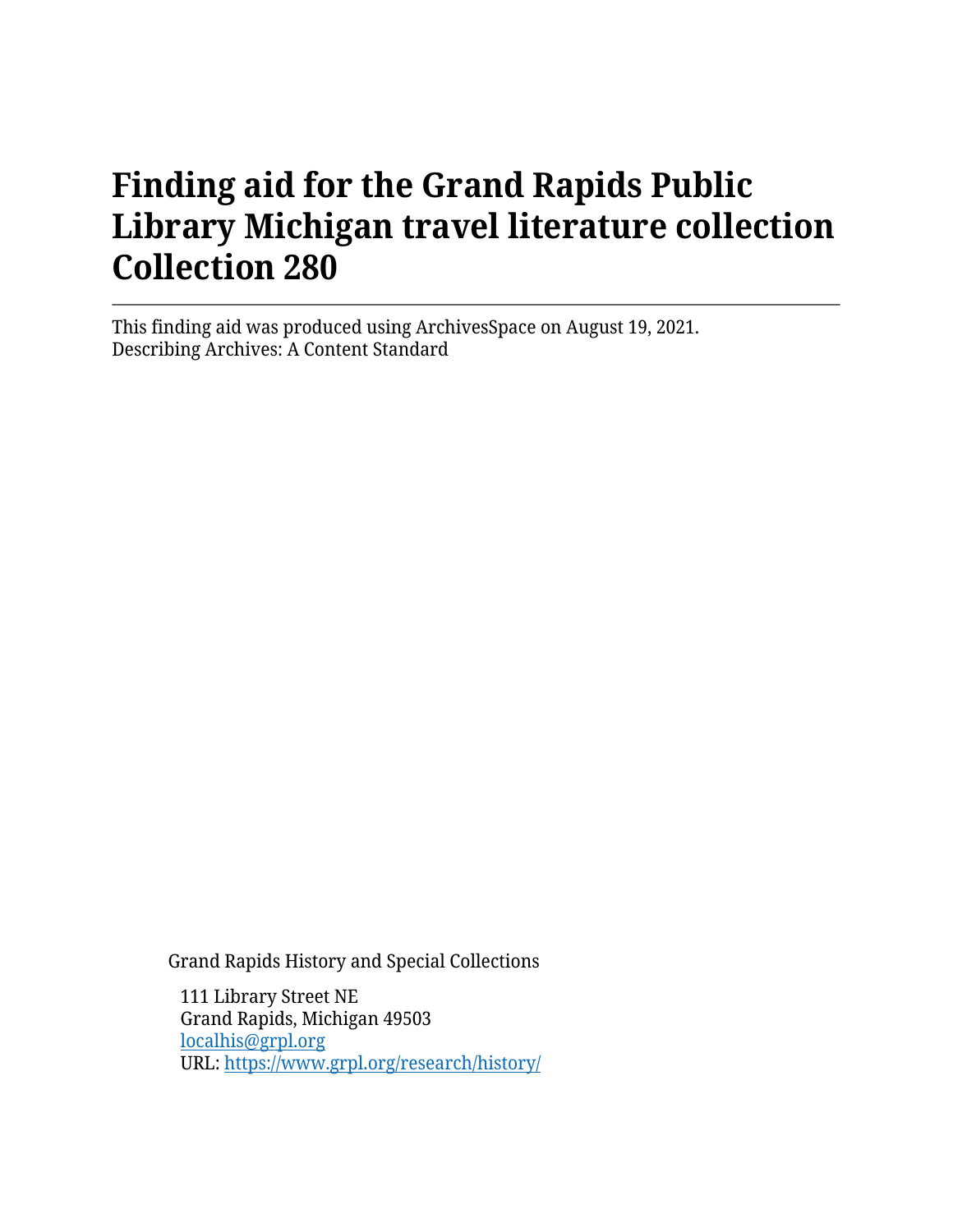# Finding aid for the Grand Rapids Public Library Michigan travel literature collection Collection 280

This finding aid was produced using ArchivesSpace on August 19, 2021.
Describing Archives: A Content Standard

Grand Rapids History and Special Collections

111 Library Street NE
Grand Rapids, Michigan 49503
localhis@grpl.org
URL: https://www.grpl.org/research/history/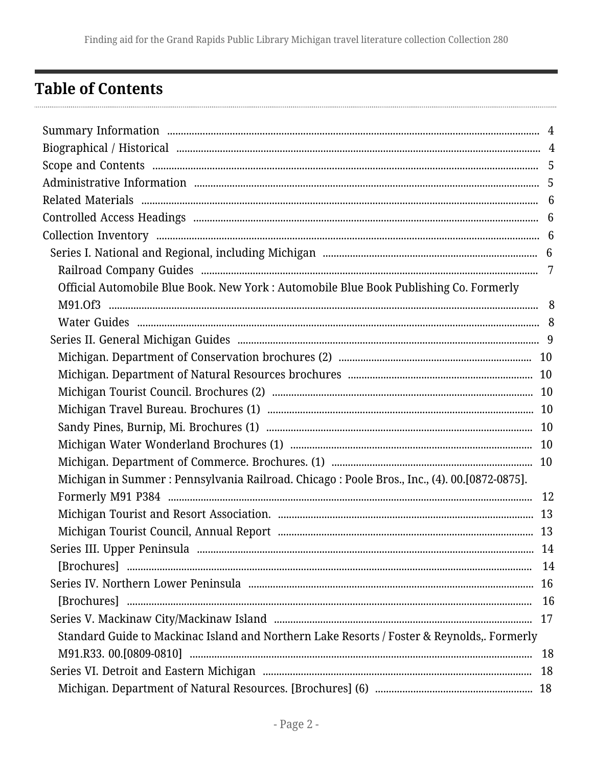# Table of Contents

- Summary Information ..... 4
- Biographical / Historical ..... 4
- Scope and Contents ..... 5
- Administrative Information ..... 5
- Related Materials ..... 6
- Controlled Access Headings ..... 6
- Collection Inventory ..... 6
  - Series I. National and Regional, including Michigan ..... 6
    - Railroad Company Guides ..... 7
    - Official Automobile Blue Book. New York : Automobile Blue Book Publishing Co. Formerly M91.Of3 ..... 8
    - Water Guides ..... 8
  - Series II. General Michigan Guides ..... 9
    - Michigan. Department of Conservation brochures (2) ..... 10
    - Michigan. Department of Natural Resources brochures ..... 10
    - Michigan Tourist Council. Brochures (2) ..... 10
    - Michigan Travel Bureau. Brochures (1) ..... 10
    - Sandy Pines, Burnip, Mi. Brochures (1) ..... 10
    - Michigan Water Wonderland Brochures (1) ..... 10
    - Michigan. Department of Commerce. Brochures. (1) ..... 10
    - Michigan in Summer : Pennsylvania Railroad. Chicago : Poole Bros., Inc., (4). 00.[0872-0875]. Formerly M91 P384 ..... 12
    - Michigan Tourist and Resort Association. ..... 13
    - Michigan Tourist Council, Annual Report ..... 13
  - Series III. Upper Peninsula ..... 14
    - [Brochures] ..... 14
  - Series IV. Northern Lower Peninsula ..... 16
    - [Brochures] ..... 16
  - Series V. Mackinaw City/Mackinaw Island ..... 17
    - Standard Guide to Mackinac Island and Northern Lake Resorts / Foster & Reynolds,. Formerly M91.R33. 00.[0809-0810] ..... 18
  - Series VI. Detroit and Eastern Michigan ..... 18
    - Michigan. Department of Natural Resources. [Brochures] (6) ..... 18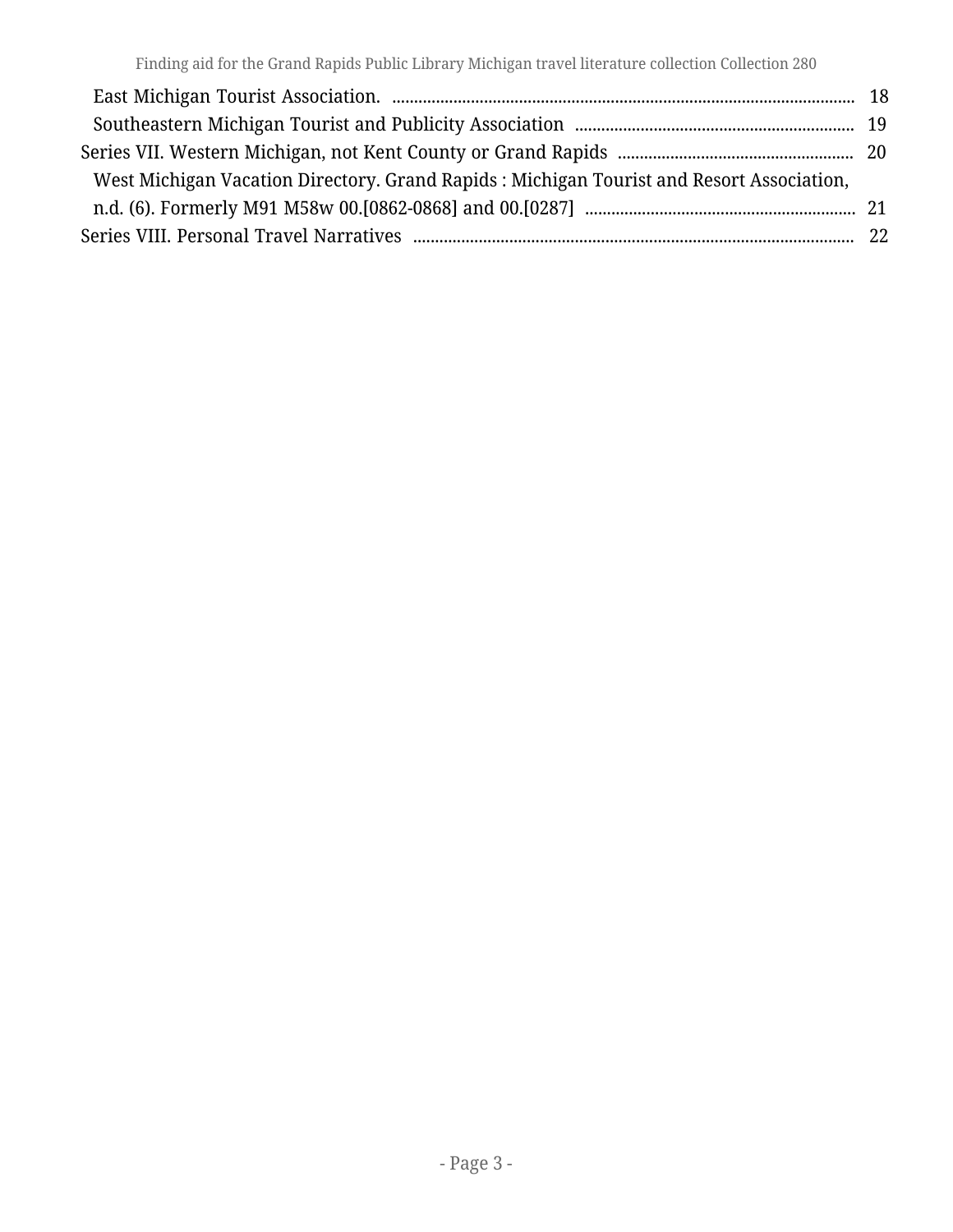East Michigan Tourist Association. ..... 18
Southeastern Michigan Tourist and Publicity Association ..... 19
Series VII. Western Michigan, not Kent County or Grand Rapids ..... 20
West Michigan Vacation Directory. Grand Rapids : Michigan Tourist and Resort Association, n.d. (6). Formerly M91 M58w 00.[0862-0868] and 00.[0287] ..... 21
Series VIII. Personal Travel Narratives ..... 22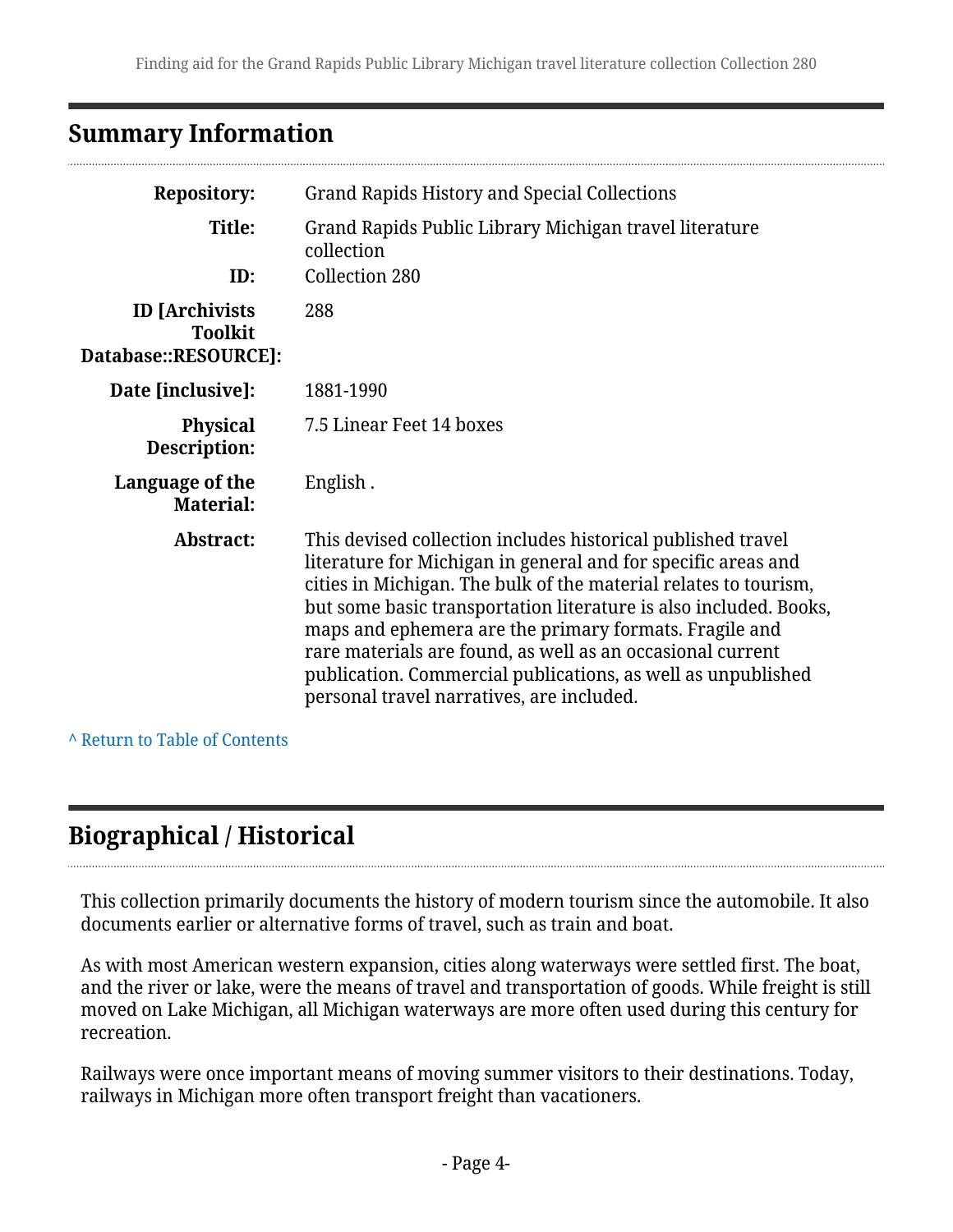## Summary Information

| | |
|---|---|
| **Repository:** | Grand Rapids History and Special Collections |
| **Title:** | Grand Rapids Public Library Michigan travel literature collection |
| **ID:** | Collection 280 |
| **ID [Archivists Toolkit Database::RESOURCE]:** | 288 |
| **Date [inclusive]:** | 1881-1990 |
| **Physical Description:** | 7.5 Linear Feet 14 boxes |
| **Language of the Material:** | English . |
| **Abstract:** | This devised collection includes historical published travel literature for Michigan in general and for specific areas and cities in Michigan. The bulk of the material relates to tourism, but some basic transportation literature is also included. Books, maps and ephemera are the primary formats. Fragile and rare materials are found, as well as an occasional current publication. Commercial publications, as well as unpublished personal travel narratives, are included. |

^ Return to Table of Contents

## Biographical / Historical

This collection primarily documents the history of modern tourism since the automobile. It also documents earlier or alternative forms of travel, such as train and boat.

As with most American western expansion, cities along waterways were settled first. The boat, and the river or lake, were the means of travel and transportation of goods. While freight is still moved on Lake Michigan, all Michigan waterways are more often used during this century for recreation.

Railways were once important means of moving summer visitors to their destinations. Today, railways in Michigan more often transport freight than vacationers.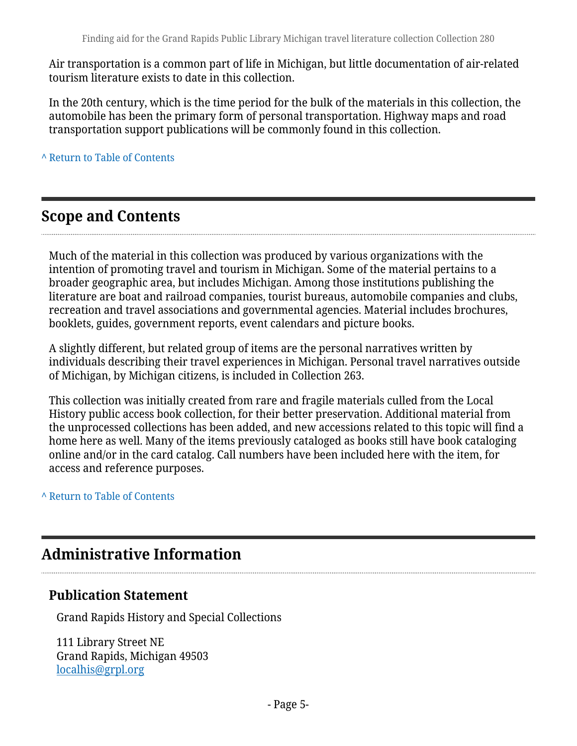Air transportation is a common part of life in Michigan, but little documentation of air-related tourism literature exists to date in this collection.

In the 20th century, which is the time period for the bulk of the materials in this collection, the automobile has been the primary form of personal transportation. Highway maps and road transportation support publications will be commonly found in this collection.

^ Return to Table of Contents

## Scope and Contents

Much of the material in this collection was produced by various organizations with the intention of promoting travel and tourism in Michigan. Some of the material pertains to a broader geographic area, but includes Michigan. Among those institutions publishing the literature are boat and railroad companies, tourist bureaus, automobile companies and clubs, recreation and travel associations and governmental agencies. Material includes brochures, booklets, guides, government reports, event calendars and picture books.

A slightly different, but related group of items are the personal narratives written by individuals describing their travel experiences in Michigan. Personal travel narratives outside of Michigan, by Michigan citizens, is included in Collection 263.

This collection was initially created from rare and fragile materials culled from the Local History public access book collection, for their better preservation. Additional material from the unprocessed collections has been added, and new accessions related to this topic will find a home here as well. Many of the items previously cataloged as books still have book cataloging online and/or in the card catalog. Call numbers have been included here with the item, for access and reference purposes.

^ Return to Table of Contents

## Administrative Information

### Publication Statement

Grand Rapids History and Special Collections

111 Library Street NE
Grand Rapids, Michigan 49503
localhis@grpl.org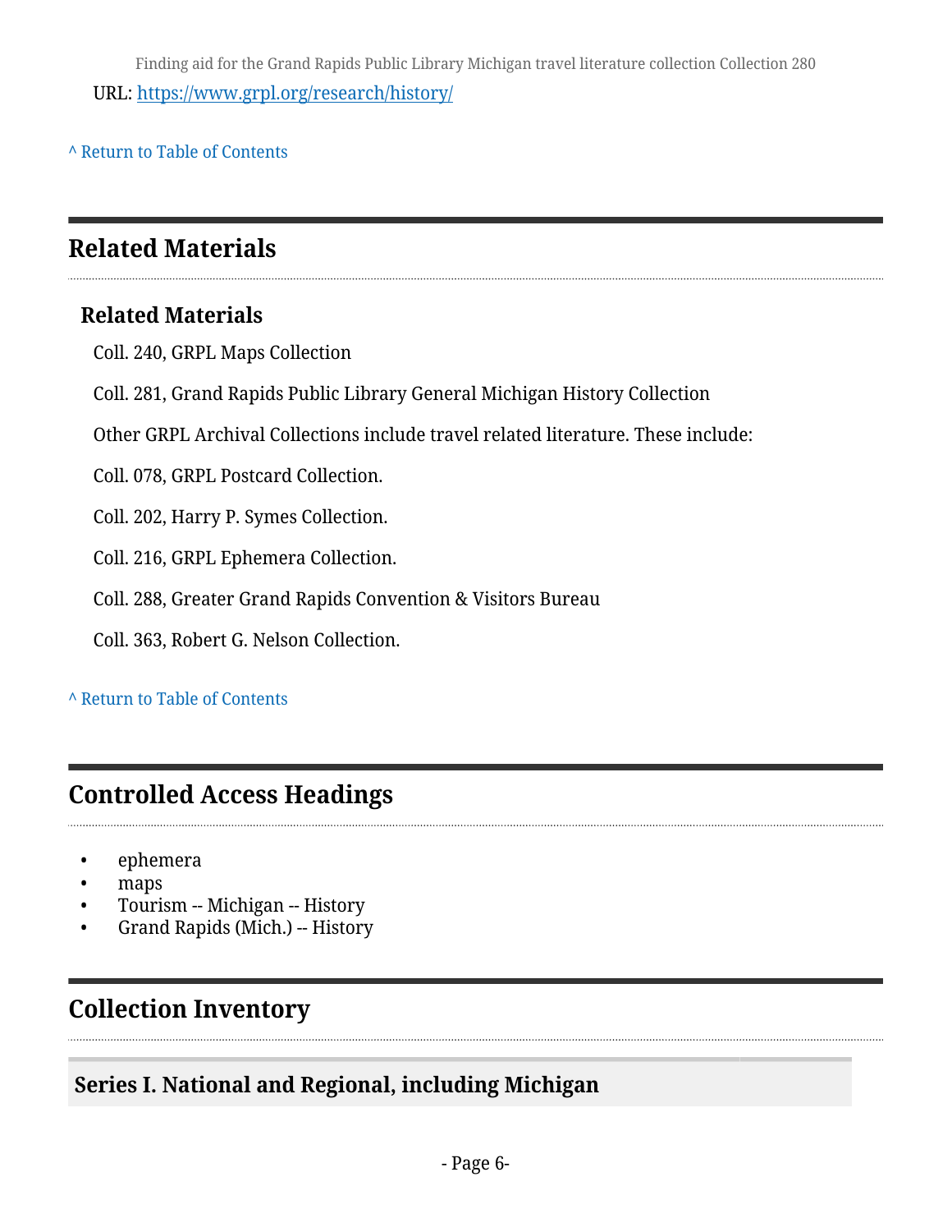URL: https://www.grpl.org/research/history/

^ Return to Table of Contents

## Related Materials

### Related Materials

Coll. 240, GRPL Maps Collection

Coll. 281, Grand Rapids Public Library General Michigan History Collection

Other GRPL Archival Collections include travel related literature. These include:

Coll. 078, GRPL Postcard Collection.

Coll. 202, Harry P. Symes Collection.

Coll. 216, GRPL Ephemera Collection.

Coll. 288, Greater Grand Rapids Convention & Visitors Bureau

Coll. 363, Robert G. Nelson Collection.

^ Return to Table of Contents

## Controlled Access Headings

- ephemera
- maps
- Tourism -- Michigan -- History
- Grand Rapids (Mich.) -- History

## Collection Inventory

### Series I. National and Regional, including Michigan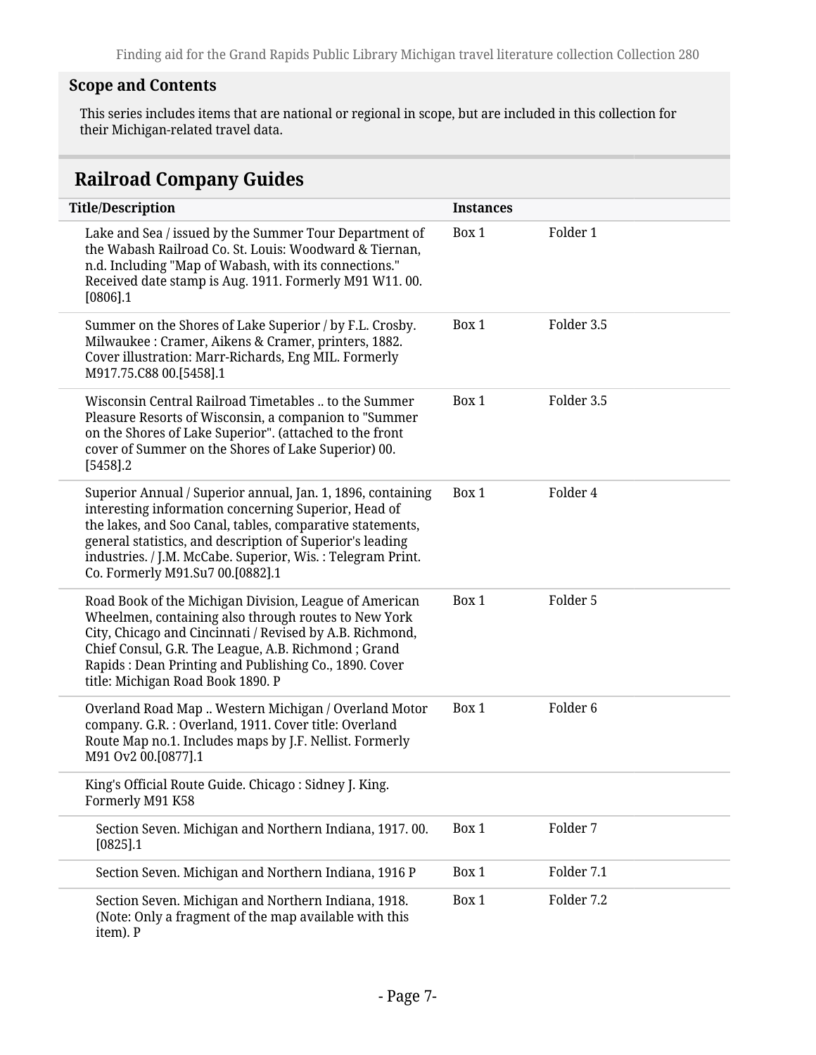## Scope and Contents

This series includes items that are national or regional in scope, but are included in this collection for their Michigan-related travel data.

## Railroad Company Guides

| Title/Description | Instances | |
|---|---|---|
| Lake and Sea / issued by the Summer Tour Department of the Wabash Railroad Co. St. Louis: Woodward & Tiernan, n.d. Including "Map of Wabash, with its connections." Received date stamp is Aug. 1911. Formerly M91 W11. 00.[0806].1 | Box 1 | Folder 1 |
| Summer on the Shores of Lake Superior / by F.L. Crosby. Milwaukee : Cramer, Aikens & Cramer, printers, 1882. Cover illustration: Marr-Richards, Eng MIL. Formerly M917.75.C88 00.[5458].1 | Box 1 | Folder 3.5 |
| Wisconsin Central Railroad Timetables .. to the Summer Pleasure Resorts of Wisconsin, a companion to "Summer on the Shores of Lake Superior". (attached to the front cover of Summer on the Shores of Lake Superior) 00.[5458].2 | Box 1 | Folder 3.5 |
| Superior Annual / Superior annual, Jan. 1, 1896, containing interesting information concerning Superior, Head of the lakes, and Soo Canal, tables, comparative statements, general statistics, and description of Superior's leading industries. / J.M. McCabe. Superior, Wis. : Telegram Print. Co. Formerly M91.Su7 00.[0882].1 | Box 1 | Folder 4 |
| Road Book of the Michigan Division, League of American Wheelmen, containing also through routes to New York City, Chicago and Cincinnati / Revised by A.B. Richmond, Chief Consul, G.R. The League, A.B. Richmond ; Grand Rapids : Dean Printing and Publishing Co., 1890. Cover title: Michigan Road Book 1890. P | Box 1 | Folder 5 |
| Overland Road Map .. Western Michigan / Overland Motor company. G.R. : Overland, 1911. Cover title: Overland Route Map no.1. Includes maps by J.F. Nellist. Formerly M91 Ov2 00.[0877].1 | Box 1 | Folder 6 |
| King's Official Route Guide. Chicago : Sidney J. King. Formerly M91 K58 | | |
| Section Seven. Michigan and Northern Indiana, 1917. 00.[0825].1 | Box 1 | Folder 7 |
| Section Seven. Michigan and Northern Indiana, 1916 P | Box 1 | Folder 7.1 |
| Section Seven. Michigan and Northern Indiana, 1918. (Note: Only a fragment of the map available with this item). P | Box 1 | Folder 7.2 |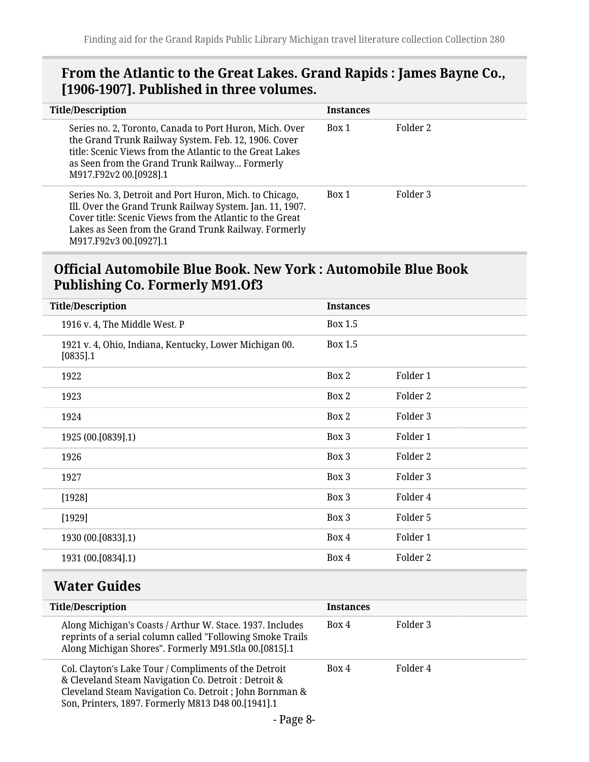## From the Atlantic to the Great Lakes. Grand Rapids : James Bayne Co., [1906-1907]. Published in three volumes.

| Title/Description | Instances | |
|---|---|---|
| Series no. 2, Toronto, Canada to Port Huron, Mich. Over the Grand Trunk Railway System. Feb. 12, 1906. Cover title: Scenic Views from the Atlantic to the Great Lakes as Seen from the Grand Trunk Railway... Formerly M917.F92v2 00.[0928].1 | Box 1 | Folder 2 |
| Series No. 3, Detroit and Port Huron, Mich. to Chicago, Ill. Over the Grand Trunk Railway System. Jan. 11, 1907. Cover title: Scenic Views from the Atlantic to the Great Lakes as Seen from the Grand Trunk Railway. Formerly M917.F92v3 00.[0927].1 | Box 1 | Folder 3 |

## Official Automobile Blue Book. New York : Automobile Blue Book Publishing Co. Formerly M91.Of3

| Title/Description | Instances | |
|---|---|---|
| 1916 v. 4, The Middle West. P | Box 1.5 | |
| 1921 v. 4, Ohio, Indiana, Kentucky, Lower Michigan 00.[0835].1 | Box 1.5 | |
| 1922 | Box 2 | Folder 1 |
| 1923 | Box 2 | Folder 2 |
| 1924 | Box 2 | Folder 3 |
| 1925 (00.[0839].1) | Box 3 | Folder 1 |
| 1926 | Box 3 | Folder 2 |
| 1927 | Box 3 | Folder 3 |
| [1928] | Box 3 | Folder 4 |
| [1929] | Box 3 | Folder 5 |
| 1930 (00.[0833].1) | Box 4 | Folder 1 |
| 1931 (00.[0834].1) | Box 4 | Folder 2 |

## Water Guides

| Title/Description | Instances | |
|---|---|---|
| Along Michigan's Coasts / Arthur W. Stace. 1937. Includes reprints of a serial column called "Following Smoke Trails Along Michigan Shores". Formerly M91.Stla 00.[0815].1 | Box 4 | Folder 3 |
| Col. Clayton's Lake Tour / Compliments of the Detroit & Cleveland Steam Navigation Co. Detroit : Detroit & Cleveland Steam Navigation Co. Detroit ; John Bornman & Son, Printers, 1897. Formerly M813 D48 00.[1941].1 | Box 4 | Folder 4 |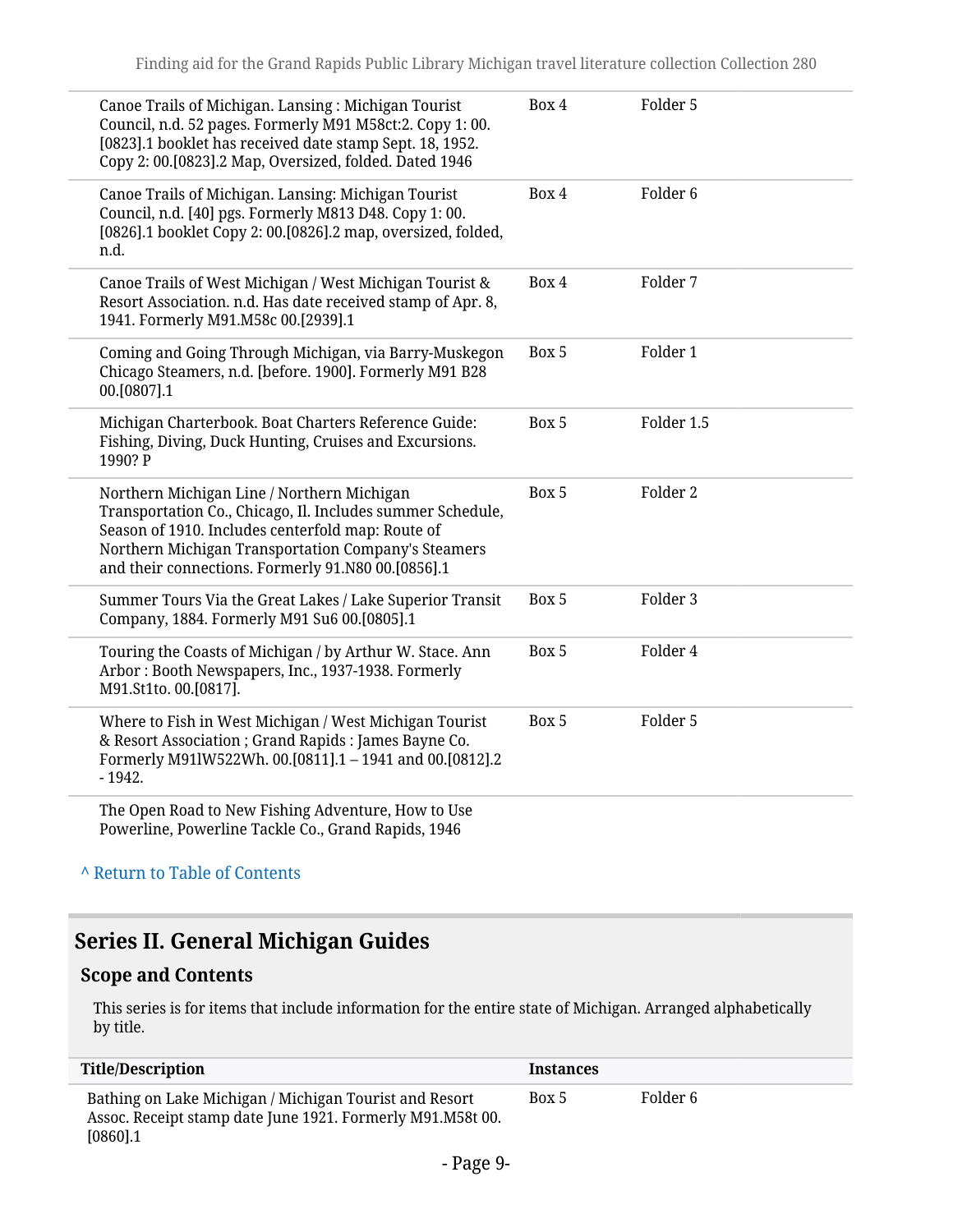| | | |
|---|---|---|
| Canoe Trails of Michigan. Lansing : Michigan Tourist Council, n.d. 52 pages. Formerly M91 M58ct:2. Copy 1: 00.[0823].1 booklet has received date stamp Sept. 18, 1952. Copy 2: 00.[0823].2 Map, Oversized, folded. Dated 1946 | Box 4 | Folder 5 |
| Canoe Trails of Michigan. Lansing: Michigan Tourist Council, n.d. [40] pgs. Formerly M813 D48. Copy 1: 00.[0826].1 booklet Copy 2: 00.[0826].2 map, oversized, folded, n.d. | Box 4 | Folder 6 |
| Canoe Trails of West Michigan / West Michigan Tourist & Resort Association. n.d. Has date received stamp of Apr. 8, 1941. Formerly M91.M58c 00.[2939].1 | Box 4 | Folder 7 |
| Coming and Going Through Michigan, via Barry-Muskegon Chicago Steamers, n.d. [before. 1900]. Formerly M91 B28 00.[0807].1 | Box 5 | Folder 1 |
| Michigan Charterbook. Boat Charters Reference Guide: Fishing, Diving, Duck Hunting, Cruises and Excursions. 1990? P | Box 5 | Folder 1.5 |
| Northern Michigan Line / Northern Michigan Transportation Co., Chicago, Il. Includes summer Schedule, Season of 1910. Includes centerfold map: Route of Northern Michigan Transportation Company's Steamers and their connections. Formerly 91.N80 00.[0856].1 | Box 5 | Folder 2 |
| Summer Tours Via the Great Lakes / Lake Superior Transit Company, 1884. Formerly M91 Su6 00.[0805].1 | Box 5 | Folder 3 |
| Touring the Coasts of Michigan / by Arthur W. Stace. Ann Arbor : Booth Newspapers, Inc., 1937-1938. Formerly M91.St1to. 00.[0817]. | Box 5 | Folder 4 |
| Where to Fish in West Michigan / West Michigan Tourist & Resort Association ; Grand Rapids : James Bayne Co. Formerly M91lW522Wh. 00.[0811].1 – 1941 and 00.[0812].2 - 1942. | Box 5 | Folder 5 |
| The Open Road to New Fishing Adventure, How to Use Powerline, Powerline Tackle Co., Grand Rapids, 1946 | | |

^ Return to Table of Contents

## Series II. General Michigan Guides

### Scope and Contents

This series is for items that include information for the entire state of Michigan. Arranged alphabetically by title.

| Title/Description | Instances | |
|---|---|---|
| Bathing on Lake Michigan / Michigan Tourist and Resort Assoc. Receipt stamp date June 1921. Formerly M91.M58t 00.[0860].1 | Box 5 | Folder 6 |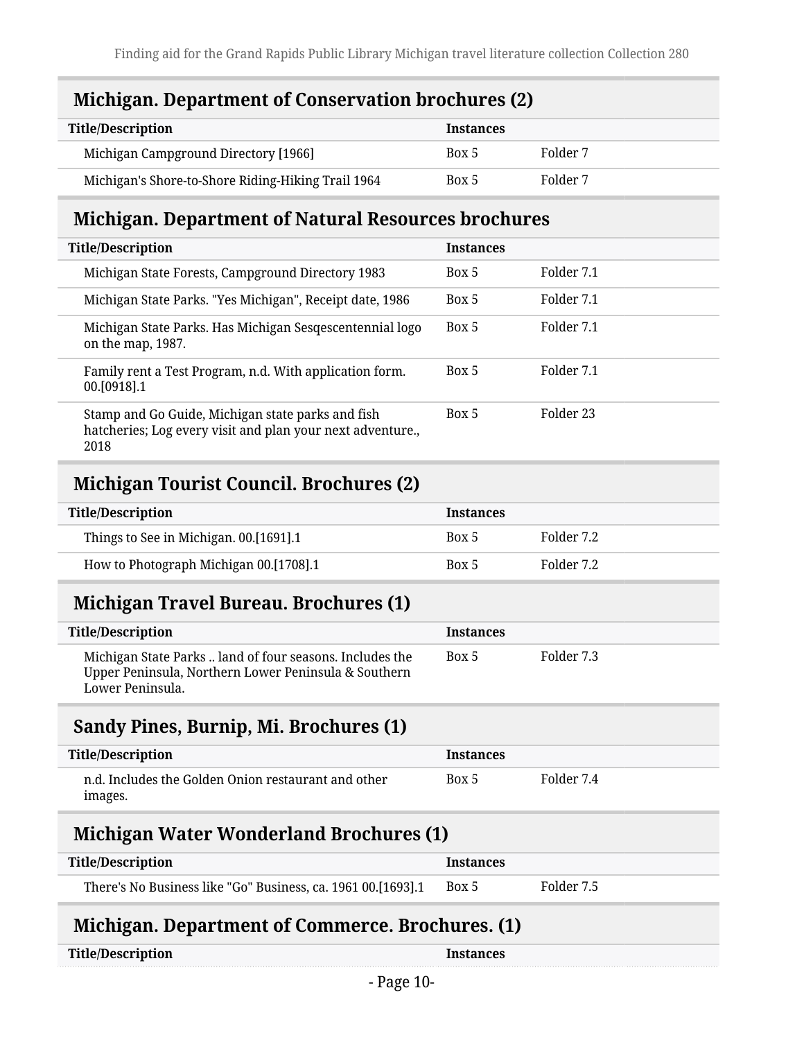## Michigan. Department of Conservation brochures (2)

| Title/Description | Instances | |
|---|---|---|
| Michigan Campground Directory [1966] | Box 5 | Folder 7 |
| Michigan's Shore-to-Shore Riding-Hiking Trail 1964 | Box 5 | Folder 7 |

## Michigan. Department of Natural Resources brochures

| Title/Description | Instances | |
|---|---|---|
| Michigan State Forests, Campground Directory 1983 | Box 5 | Folder 7.1 |
| Michigan State Parks. "Yes Michigan", Receipt date, 1986 | Box 5 | Folder 7.1 |
| Michigan State Parks. Has Michigan Sesqescentennial logo on the map, 1987. | Box 5 | Folder 7.1 |
| Family rent a Test Program, n.d. With application form. 00.[0918].1 | Box 5 | Folder 7.1 |
| Stamp and Go Guide, Michigan state parks and fish hatcheries; Log every visit and plan your next adventure., 2018 | Box 5 | Folder 23 |

## Michigan Tourist Council. Brochures (2)

| Title/Description | Instances | |
|---|---|---|
| Things to See in Michigan. 00.[1691].1 | Box 5 | Folder 7.2 |
| How to Photograph Michigan 00.[1708].1 | Box 5 | Folder 7.2 |

## Michigan Travel Bureau. Brochures (1)

| Title/Description | Instances | |
|---|---|---|
| Michigan State Parks .. land of four seasons. Includes the Upper Peninsula, Northern Lower Peninsula & Southern Lower Peninsula. | Box 5 | Folder 7.3 |

## Sandy Pines, Burnip, Mi. Brochures (1)

| Title/Description | Instances | |
|---|---|---|
| n.d. Includes the Golden Onion restaurant and other images. | Box 5 | Folder 7.4 |

## Michigan Water Wonderland Brochures (1)

| Title/Description | Instances | |
|---|---|---|
| There's No Business like "Go" Business, ca. 1961 00.[1693].1 | Box 5 | Folder 7.5 |

## Michigan. Department of Commerce. Brochures. (1)

| Title/Description | Instances |
|---|---|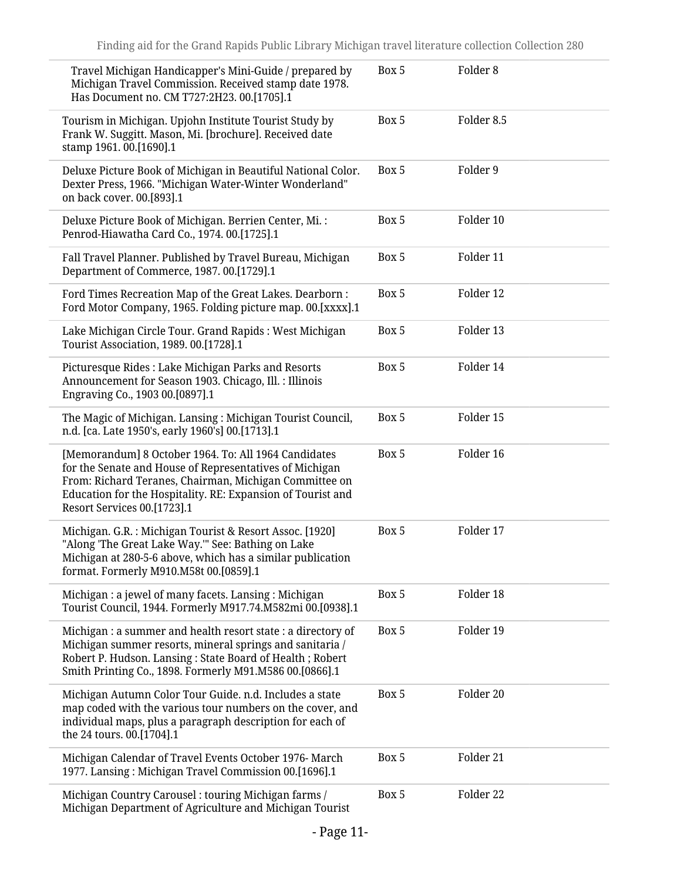| | | |
|---|---|---|
| Travel Michigan Handicapper's Mini-Guide / prepared by Michigan Travel Commission. Received stamp date 1978. Has Document no. CM T727:2H23. 00.[1705].1 | Box 5 | Folder 8 |
| Tourism in Michigan. Upjohn Institute Tourist Study by Frank W. Suggitt. Mason, Mi. [brochure]. Received date stamp 1961. 00.[1690].1 | Box 5 | Folder 8.5 |
| Deluxe Picture Book of Michigan in Beautiful National Color. Dexter Press, 1966. "Michigan Water-Winter Wonderland" on back cover. 00.[893].1 | Box 5 | Folder 9 |
| Deluxe Picture Book of Michigan. Berrien Center, Mi. : Penrod-Hiawatha Card Co., 1974. 00.[1725].1 | Box 5 | Folder 10 |
| Fall Travel Planner. Published by Travel Bureau, Michigan Department of Commerce, 1987. 00.[1729].1 | Box 5 | Folder 11 |
| Ford Times Recreation Map of the Great Lakes. Dearborn : Ford Motor Company, 1965. Folding picture map. 00.[xxxx].1 | Box 5 | Folder 12 |
| Lake Michigan Circle Tour. Grand Rapids : West Michigan Tourist Association, 1989. 00.[1728].1 | Box 5 | Folder 13 |
| Picturesque Rides : Lake Michigan Parks and Resorts Announcement for Season 1903. Chicago, Ill. : Illinois Engraving Co., 1903 00.[0897].1 | Box 5 | Folder 14 |
| The Magic of Michigan. Lansing : Michigan Tourist Council, n.d. [ca. Late 1950's, early 1960's] 00.[1713].1 | Box 5 | Folder 15 |
| [Memorandum] 8 October 1964. To: All 1964 Candidates for the Senate and House of Representatives of Michigan From: Richard Teranes, Chairman, Michigan Committee on Education for the Hospitality. RE: Expansion of Tourist and Resort Services 00.[1723].1 | Box 5 | Folder 16 |
| Michigan. G.R. : Michigan Tourist & Resort Assoc. [1920] "Along 'The Great Lake Way.'" See: Bathing on Lake Michigan at 280-5-6 above, which has a similar publication format. Formerly M910.M58t 00.[0859].1 | Box 5 | Folder 17 |
| Michigan : a jewel of many facets. Lansing : Michigan Tourist Council, 1944. Formerly M917.74.M582mi 00.[0938].1 | Box 5 | Folder 18 |
| Michigan : a summer and health resort state : a directory of Michigan summer resorts, mineral springs and sanitaria / Robert P. Hudson. Lansing : State Board of Health ; Robert Smith Printing Co., 1898. Formerly M91.M586 00.[0866].1 | Box 5 | Folder 19 |
| Michigan Autumn Color Tour Guide. n.d. Includes a state map coded with the various tour numbers on the cover, and individual maps, plus a paragraph description for each of the 24 tours. 00.[1704].1 | Box 5 | Folder 20 |
| Michigan Calendar of Travel Events October 1976- March 1977. Lansing : Michigan Travel Commission 00.[1696].1 | Box 5 | Folder 21 |
| Michigan Country Carousel : touring Michigan farms / Michigan Department of Agriculture and Michigan Tourist | Box 5 | Folder 22 |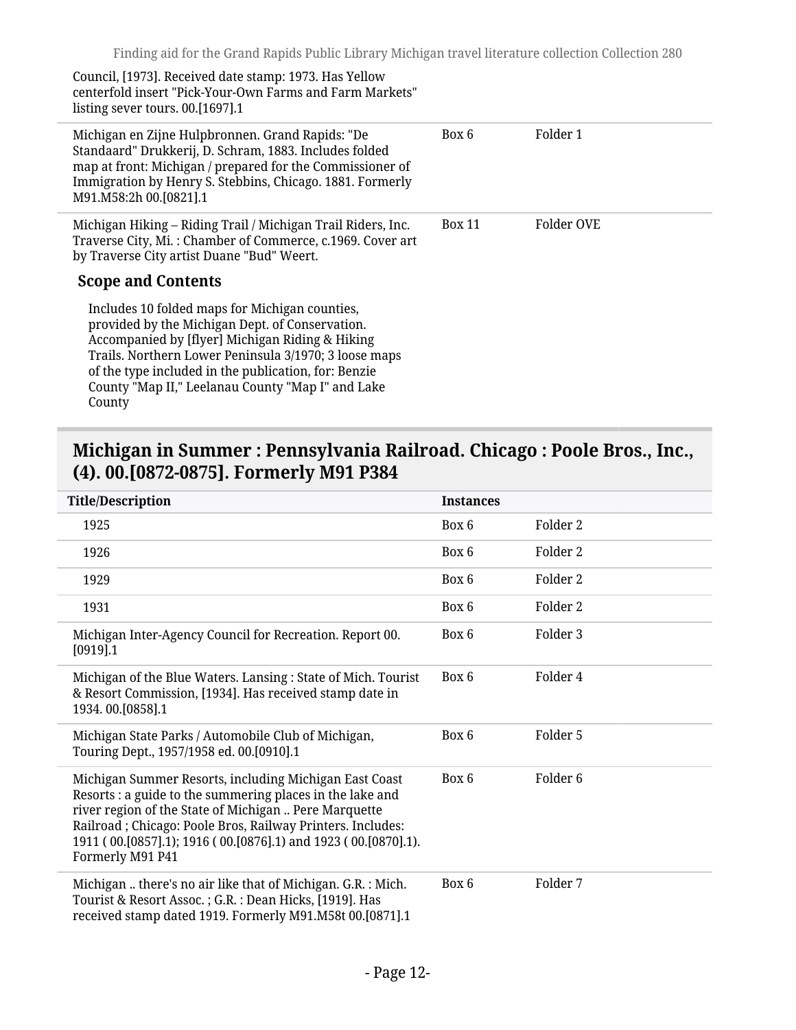| | | |
|---|---|---|
| Council, [1973]. Received date stamp: 1973. Has Yellow centerfold insert "Pick-Your-Own Farms and Farm Markets" listing sever tours. 00.[1697].1 | | |
| Michigan en Zijne Hulpbronnen. Grand Rapids: "De Standaard" Drukkerij, D. Schram, 1883. Includes folded map at front: Michigan / prepared for the Commissioner of Immigration by Henry S. Stebbins, Chicago. 1881. Formerly M91.M58:2h 00.[0821].1 | Box 6 | Folder 1 |
| Michigan Hiking – Riding Trail / Michigan Trail Riders, Inc. Traverse City, Mi. : Chamber of Commerce, c.1969. Cover art by Traverse City artist Duane "Bud" Weert. | Box 11 | Folder OVE |

**Scope and Contents**

Includes 10 folded maps for Michigan counties, provided by the Michigan Dept. of Conservation. Accompanied by [flyer] Michigan Riding & Hiking Trails. Northern Lower Peninsula 3/1970; 3 loose maps of the type included in the publication, for: Benzie County "Map II," Leelanau County "Map I" and Lake County

## Michigan in Summer : Pennsylvania Railroad. Chicago : Poole Bros., Inc., (4). 00.[0872-0875]. Formerly M91 P384

| Title/Description | Instances | |
|---|---|---|
| 1925 | Box 6 | Folder 2 |
| 1926 | Box 6 | Folder 2 |
| 1929 | Box 6 | Folder 2 |
| 1931 | Box 6 | Folder 2 |
| Michigan Inter-Agency Council for Recreation. Report 00.[0919].1 | Box 6 | Folder 3 |
| Michigan of the Blue Waters. Lansing : State of Mich. Tourist & Resort Commission, [1934]. Has received stamp date in 1934. 00.[0858].1 | Box 6 | Folder 4 |
| Michigan State Parks / Automobile Club of Michigan, Touring Dept., 1957/1958 ed. 00.[0910].1 | Box 6 | Folder 5 |
| Michigan Summer Resorts, including Michigan East Coast Resorts : a guide to the summering places in the lake and river region of the State of Michigan .. Pere Marquette Railroad ; Chicago: Poole Bros, Railway Printers. Includes: 1911 ( 00.[0857].1); 1916 ( 00.[0876].1) and 1923 ( 00.[0870].1). Formerly M91 P41 | Box 6 | Folder 6 |
| Michigan .. there's no air like that of Michigan. G.R. : Mich. Tourist & Resort Assoc. ; G.R. : Dean Hicks, [1919]. Has received stamp dated 1919. Formerly M91.M58t 00.[0871].1 | Box 6 | Folder 7 |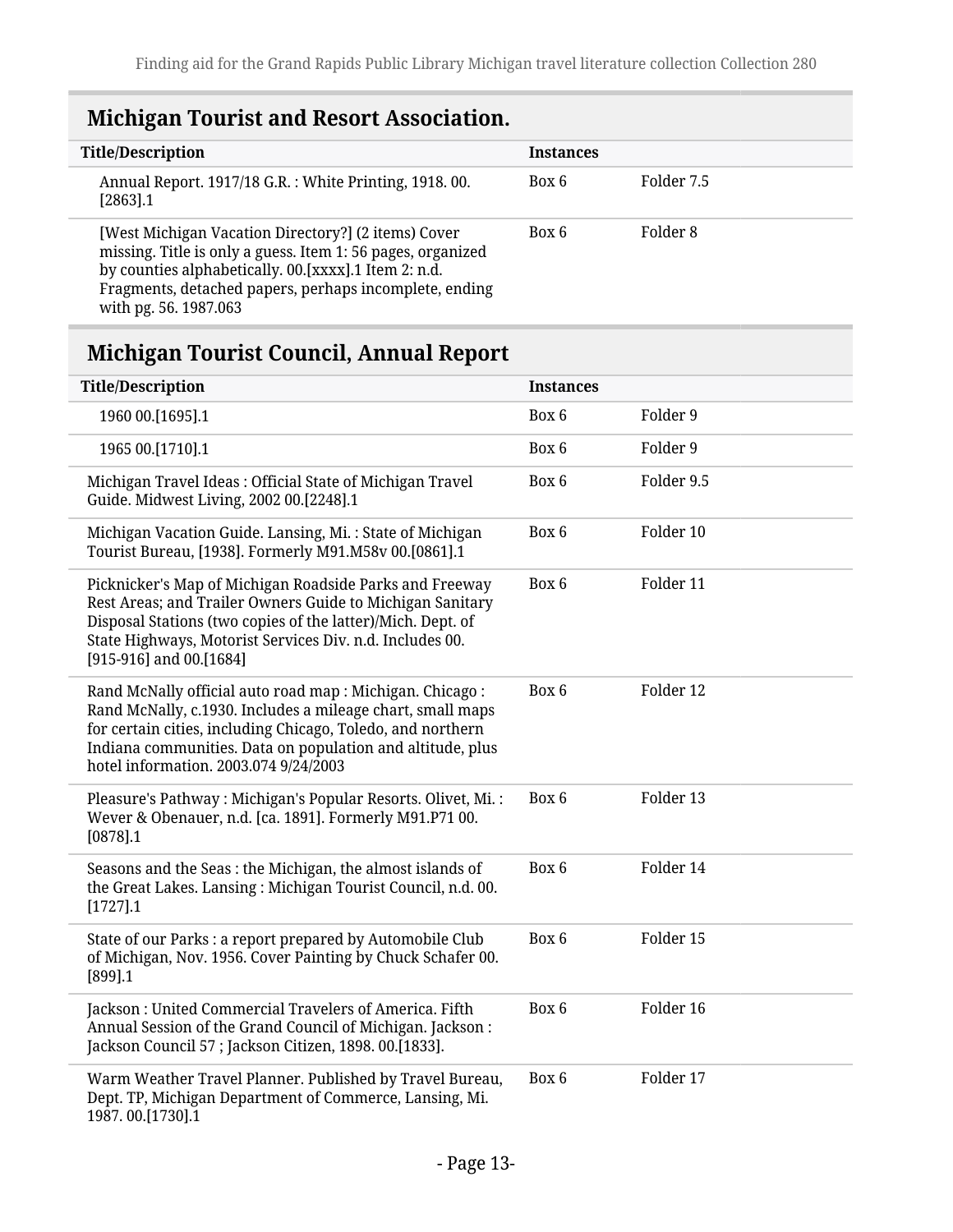## Michigan Tourist and Resort Association.

| Title/Description | Instances | |
|---|---|---|
| Annual Report. 1917/18 G.R. : White Printing, 1918. 00.[2863].1 | Box 6 | Folder 7.5 |
| [West Michigan Vacation Directory?] (2 items) Cover missing. Title is only a guess. Item 1: 56 pages, organized by counties alphabetically. 00.[xxxx].1 Item 2: n.d. Fragments, detached papers, perhaps incomplete, ending with pg. 56. 1987.063 | Box 6 | Folder 8 |

## Michigan Tourist Council, Annual Report

| Title/Description | Instances | |
|---|---|---|
| 1960 00.[1695].1 | Box 6 | Folder 9 |
| 1965 00.[1710].1 | Box 6 | Folder 9 |
| Michigan Travel Ideas : Official State of Michigan Travel Guide. Midwest Living, 2002 00.[2248].1 | Box 6 | Folder 9.5 |
| Michigan Vacation Guide. Lansing, Mi. : State of Michigan Tourist Bureau, [1938]. Formerly M91.M58v 00.[0861].1 | Box 6 | Folder 10 |
| Picknicker's Map of Michigan Roadside Parks and Freeway Rest Areas; and Trailer Owners Guide to Michigan Sanitary Disposal Stations (two copies of the latter)/Mich. Dept. of State Highways, Motorist Services Div. n.d. Includes 00.[915-916] and 00.[1684] | Box 6 | Folder 11 |
| Rand McNally official auto road map : Michigan. Chicago : Rand McNally, c.1930. Includes a mileage chart, small maps for certain cities, including Chicago, Toledo, and northern Indiana communities. Data on population and altitude, plus hotel information. 2003.074 9/24/2003 | Box 6 | Folder 12 |
| Pleasure's Pathway : Michigan's Popular Resorts. Olivet, Mi. : Wever & Obenauer, n.d. [ca. 1891]. Formerly M91.P71 00.[0878].1 | Box 6 | Folder 13 |
| Seasons and the Seas : the Michigan, the almost islands of the Great Lakes. Lansing : Michigan Tourist Council, n.d. 00.[1727].1 | Box 6 | Folder 14 |
| State of our Parks : a report prepared by Automobile Club of Michigan, Nov. 1956. Cover Painting by Chuck Schafer 00.[899].1 | Box 6 | Folder 15 |
| Jackson : United Commercial Travelers of America. Fifth Annual Session of the Grand Council of Michigan. Jackson : Jackson Council 57 ; Jackson Citizen, 1898. 00.[1833]. | Box 6 | Folder 16 |
| Warm Weather Travel Planner. Published by Travel Bureau, Dept. TP, Michigan Department of Commerce, Lansing, Mi. 1987. 00.[1730].1 | Box 6 | Folder 17 |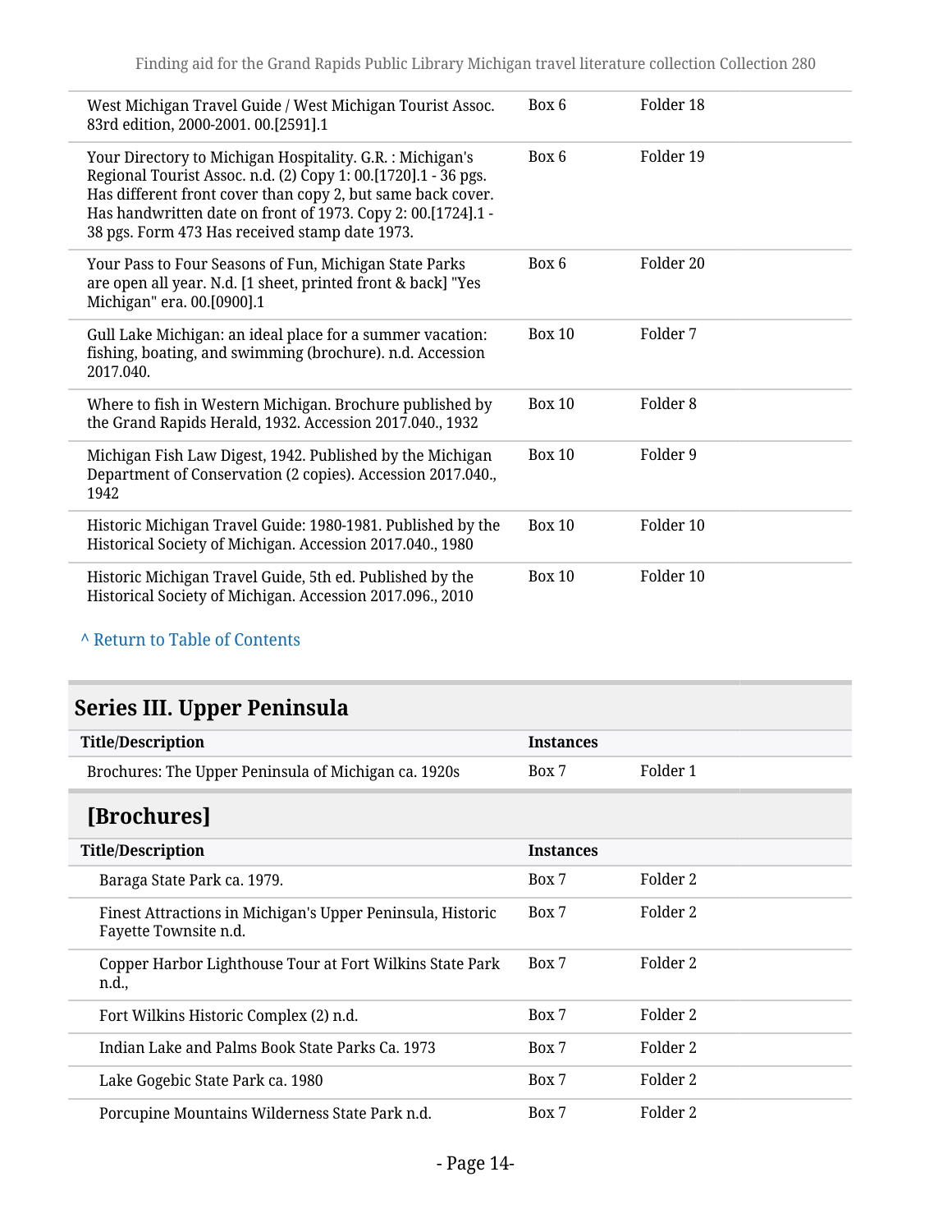| | | |
|---|---|---|
| West Michigan Travel Guide / West Michigan Tourist Assoc. 83rd edition, 2000-2001. 00.[2591].1 | Box 6 | Folder 18 |
| Your Directory to Michigan Hospitality. G.R. : Michigan's Regional Tourist Assoc. n.d. (2) Copy 1: 00.[1720].1 - 36 pgs. Has different front cover than copy 2, but same back cover. Has handwritten date on front of 1973. Copy 2: 00.[1724].1 - 38 pgs. Form 473 Has received stamp date 1973. | Box 6 | Folder 19 |
| Your Pass to Four Seasons of Fun, Michigan State Parks are open all year. N.d. [1 sheet, printed front & back] "Yes Michigan" era. 00.[0900].1 | Box 6 | Folder 20 |
| Gull Lake Michigan: an ideal place for a summer vacation: fishing, boating, and swimming (brochure). n.d. Accession 2017.040. | Box 10 | Folder 7 |
| Where to fish in Western Michigan. Brochure published by the Grand Rapids Herald, 1932. Accession 2017.040., 1932 | Box 10 | Folder 8 |
| Michigan Fish Law Digest, 1942. Published by the Michigan Department of Conservation (2 copies). Accession 2017.040., 1942 | Box 10 | Folder 9 |
| Historic Michigan Travel Guide: 1980-1981. Published by the Historical Society of Michigan. Accession 2017.040., 1980 | Box 10 | Folder 10 |
| Historic Michigan Travel Guide, 5th ed. Published by the Historical Society of Michigan. Accession 2017.096., 2010 | Box 10 | Folder 10 |

^ Return to Table of Contents

## Series III. Upper Peninsula

| Title/Description | Instances | |
|---|---|---|
| Brochures: The Upper Peninsula of Michigan ca. 1920s | Box 7 | Folder 1 |

### [Brochures]

| Title/Description | Instances | |
|---|---|---|
| Baraga State Park ca. 1979. | Box 7 | Folder 2 |
| Finest Attractions in Michigan's Upper Peninsula, Historic Fayette Townsite n.d. | Box 7 | Folder 2 |
| Copper Harbor Lighthouse Tour at Fort Wilkins State Park n.d., | Box 7 | Folder 2 |
| Fort Wilkins Historic Complex (2) n.d. | Box 7 | Folder 2 |
| Indian Lake and Palms Book State Parks Ca. 1973 | Box 7 | Folder 2 |
| Lake Gogebic State Park ca. 1980 | Box 7 | Folder 2 |
| Porcupine Mountains Wilderness State Park n.d. | Box 7 | Folder 2 |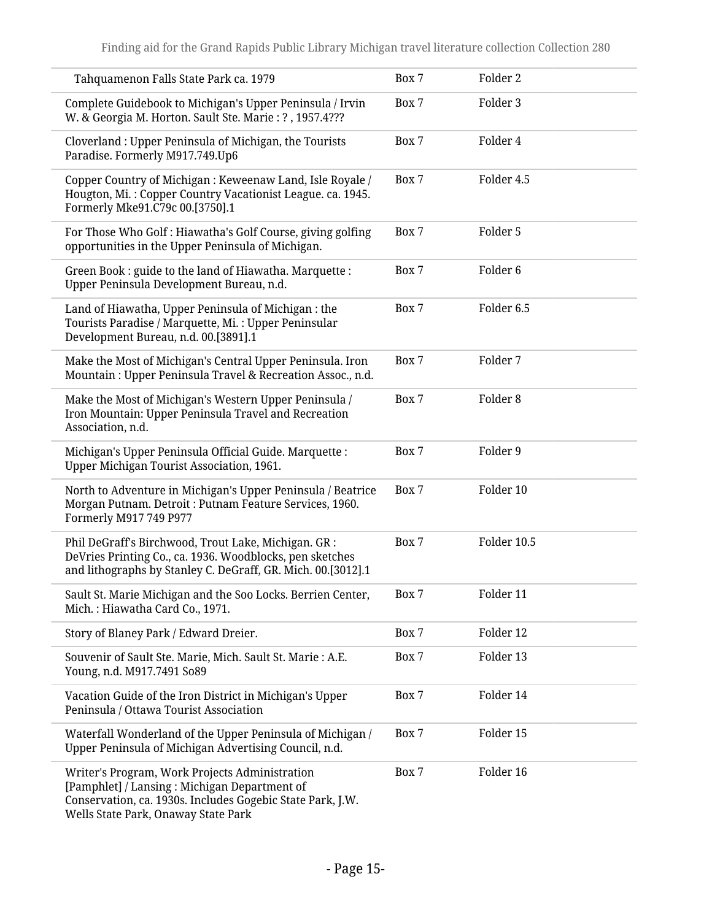| | | |
|---|---|---|
| Tahquamenon Falls State Park ca. 1979 | Box 7 | Folder 2 |
| Complete Guidebook to Michigan's Upper Peninsula / Irvin W. & Georgia M. Horton. Sault Ste. Marie : ? , 1957.4??? | Box 7 | Folder 3 |
| Cloverland : Upper Peninsula of Michigan, the Tourists Paradise. Formerly M917.749.Up6 | Box 7 | Folder 4 |
| Copper Country of Michigan : Keweenaw Land, Isle Royale / Hougton, Mi. : Copper Country Vacationist League. ca. 1945. Formerly Mke91.C79c 00.[3750].1 | Box 7 | Folder 4.5 |
| For Those Who Golf : Hiawatha's Golf Course, giving golfing opportunities in the Upper Peninsula of Michigan. | Box 7 | Folder 5 |
| Green Book : guide to the land of Hiawatha. Marquette : Upper Peninsula Development Bureau, n.d. | Box 7 | Folder 6 |
| Land of Hiawatha, Upper Peninsula of Michigan : the Tourists Paradise / Marquette, Mi. : Upper Peninsular Development Bureau, n.d. 00.[3891].1 | Box 7 | Folder 6.5 |
| Make the Most of Michigan's Central Upper Peninsula. Iron Mountain : Upper Peninsula Travel & Recreation Assoc., n.d. | Box 7 | Folder 7 |
| Make the Most of Michigan's Western Upper Peninsula / Iron Mountain: Upper Peninsula Travel and Recreation Association, n.d. | Box 7 | Folder 8 |
| Michigan's Upper Peninsula Official Guide. Marquette : Upper Michigan Tourist Association, 1961. | Box 7 | Folder 9 |
| North to Adventure in Michigan's Upper Peninsula / Beatrice Morgan Putnam. Detroit : Putnam Feature Services, 1960. Formerly M917 749 P977 | Box 7 | Folder 10 |
| Phil DeGraff's Birchwood, Trout Lake, Michigan. GR : DeVries Printing Co., ca. 1936. Woodblocks, pen sketches and lithographs by Stanley C. DeGraff, GR. Mich. 00.[3012].1 | Box 7 | Folder 10.5 |
| Sault St. Marie Michigan and the Soo Locks. Berrien Center, Mich. : Hiawatha Card Co., 1971. | Box 7 | Folder 11 |
| Story of Blaney Park / Edward Dreier. | Box 7 | Folder 12 |
| Souvenir of Sault Ste. Marie, Mich. Sault St. Marie : A.E. Young, n.d. M917.7491 So89 | Box 7 | Folder 13 |
| Vacation Guide of the Iron District in Michigan's Upper Peninsula / Ottawa Tourist Association | Box 7 | Folder 14 |
| Waterfall Wonderland of the Upper Peninsula of Michigan / Upper Peninsula of Michigan Advertising Council, n.d. | Box 7 | Folder 15 |
| Writer's Program, Work Projects Administration [Pamphlet] / Lansing : Michigan Department of Conservation, ca. 1930s. Includes Gogebic State Park, J.W. Wells State Park, Onaway State Park | Box 7 | Folder 16 |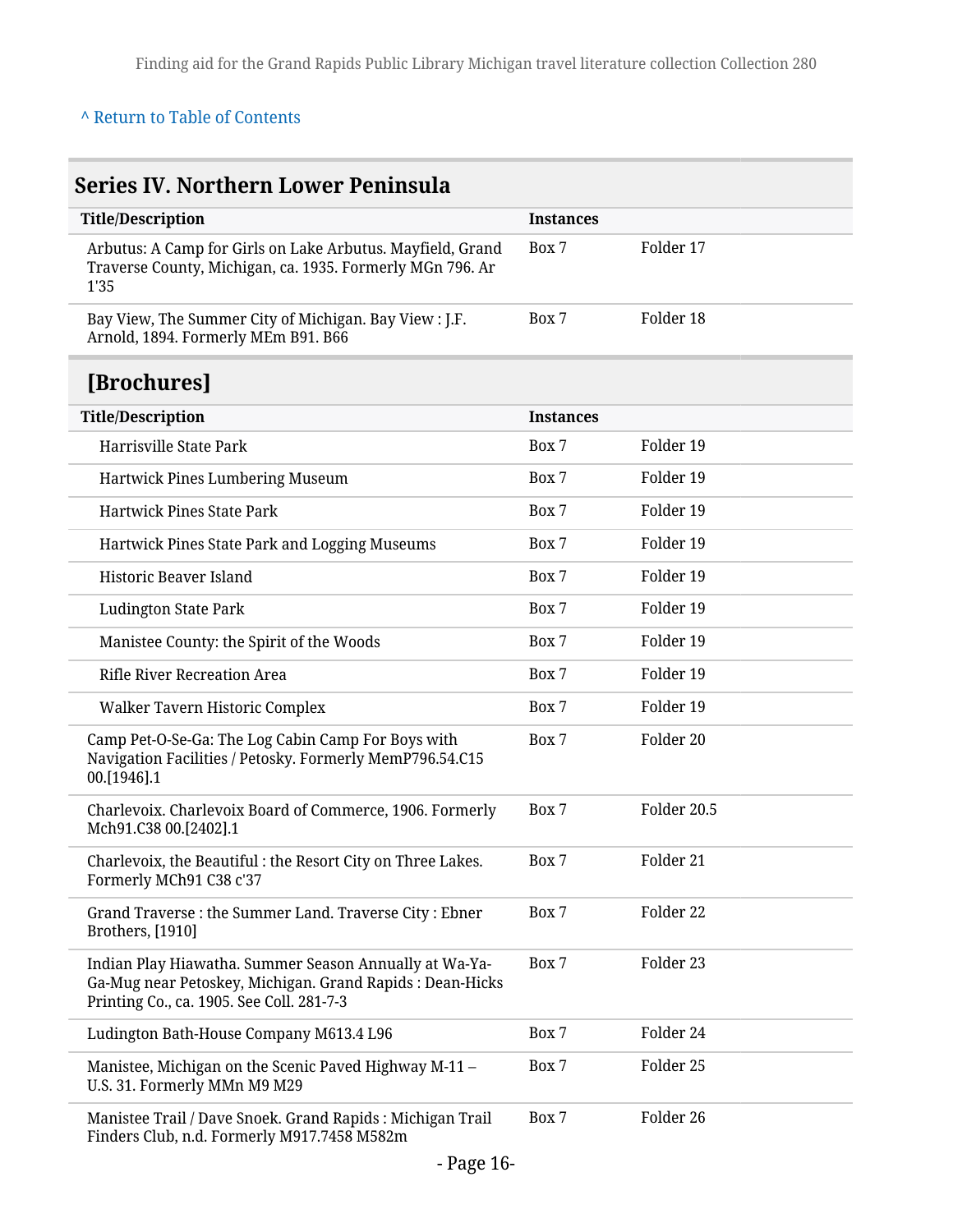[^ Return to Table of Contents](#)

## Series IV. Northern Lower Peninsula

| Title/Description | Instances | |
|---|---|---|
| Arbutus: A Camp for Girls on Lake Arbutus. Mayfield, Grand Traverse County, Michigan, ca. 1935. Formerly MGn 796. Ar 1'35 | Box 7 | Folder 17 |
| Bay View, The Summer City of Michigan. Bay View : J.F. Arnold, 1894. Formerly MEm B91. B66 | Box 7 | Folder 18 |

### [Brochures]

| Title/Description | Instances | |
|---|---|---|
| Harrisville State Park | Box 7 | Folder 19 |
| Hartwick Pines Lumbering Museum | Box 7 | Folder 19 |
| Hartwick Pines State Park | Box 7 | Folder 19 |
| Hartwick Pines State Park and Logging Museums | Box 7 | Folder 19 |
| Historic Beaver Island | Box 7 | Folder 19 |
| Ludington State Park | Box 7 | Folder 19 |
| Manistee County: the Spirit of the Woods | Box 7 | Folder 19 |
| Rifle River Recreation Area | Box 7 | Folder 19 |
| Walker Tavern Historic Complex | Box 7 | Folder 19 |
| Camp Pet-O-Se-Ga: The Log Cabin Camp For Boys with Navigation Facilities / Petosky. Formerly MemP796.54.C15 00.[1946].1 | Box 7 | Folder 20 |
| Charlevoix. Charlevoix Board of Commerce, 1906. Formerly Mch91.C38 00.[2402].1 | Box 7 | Folder 20.5 |
| Charlevoix, the Beautiful : the Resort City on Three Lakes. Formerly MCh91 C38 c'37 | Box 7 | Folder 21 |
| Grand Traverse : the Summer Land. Traverse City : Ebner Brothers, [1910] | Box 7 | Folder 22 |
| Indian Play Hiawatha. Summer Season Annually at Wa-Ya-Ga-Mug near Petoskey, Michigan. Grand Rapids : Dean-Hicks Printing Co., ca. 1905. See Coll. 281-7-3 | Box 7 | Folder 23 |
| Ludington Bath-House Company M613.4 L96 | Box 7 | Folder 24 |
| Manistee, Michigan on the Scenic Paved Highway M-11 – U.S. 31. Formerly MMn M9 M29 | Box 7 | Folder 25 |
| Manistee Trail / Dave Snoek. Grand Rapids : Michigan Trail Finders Club, n.d. Formerly M917.7458 M582m | Box 7 | Folder 26 |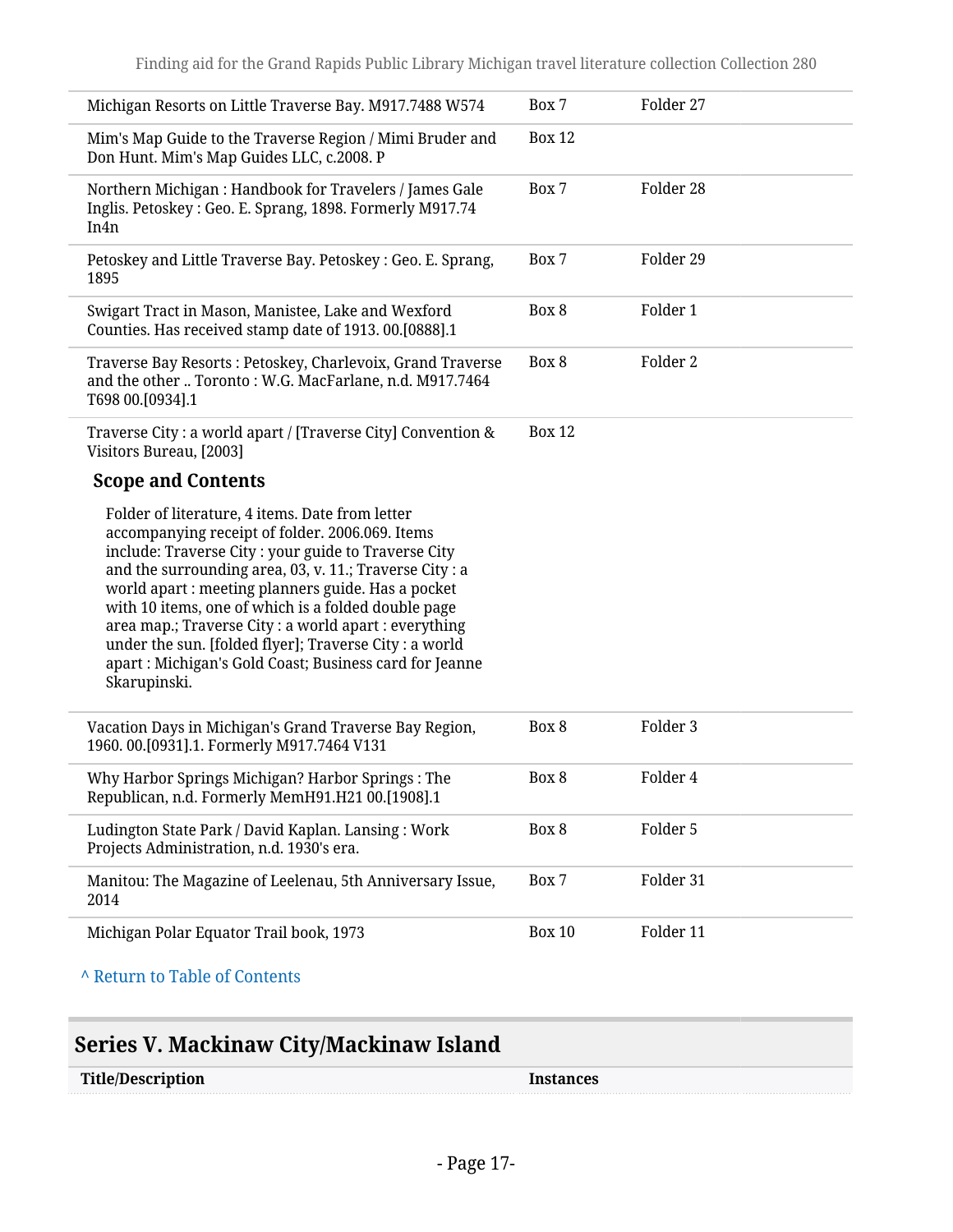| | | |
|---|---|---|
| Michigan Resorts on Little Traverse Bay. M917.7488 W574 | Box 7 | Folder 27 |
| Mim's Map Guide to the Traverse Region / Mimi Bruder and Don Hunt. Mim's Map Guides LLC, c.2008. P | Box 12 | |
| Northern Michigan : Handbook for Travelers / James Gale Inglis. Petoskey : Geo. E. Sprang, 1898. Formerly M917.74 In4n | Box 7 | Folder 28 |
| Petoskey and Little Traverse Bay. Petoskey : Geo. E. Sprang, 1895 | Box 7 | Folder 29 |
| Swigart Tract in Mason, Manistee, Lake and Wexford Counties. Has received stamp date of 1913. 00.[0888].1 | Box 8 | Folder 1 |
| Traverse Bay Resorts : Petoskey, Charlevoix, Grand Traverse and the other .. Toronto : W.G. MacFarlane, n.d. M917.7464 T698 00.[0934].1 | Box 8 | Folder 2 |
| Traverse City : a world apart / [Traverse City] Convention & Visitors Bureau, [2003] | Box 12 | |

**Scope and Contents**

Folder of literature, 4 items. Date from letter accompanying receipt of folder. 2006.069. Items include: Traverse City : your guide to Traverse City and the surrounding area, 03, v. 11.; Traverse City : a world apart : meeting planners guide. Has a pocket with 10 items, one of which is a folded double page area map.; Traverse City : a world apart : everything under the sun. [folded flyer]; Traverse City : a world apart : Michigan's Gold Coast; Business card for Jeanne Skarupinski.

| | | |
|---|---|---|
| Vacation Days in Michigan's Grand Traverse Bay Region, 1960. 00.[0931].1. Formerly M917.7464 V131 | Box 8 | Folder 3 |
| Why Harbor Springs Michigan? Harbor Springs : The Republican, n.d. Formerly MemH91.H21 00.[1908].1 | Box 8 | Folder 4 |
| Ludington State Park / David Kaplan. Lansing : Work Projects Administration, n.d. 1930's era. | Box 8 | Folder 5 |
| Manitou: The Magazine of Leelenau, 5th Anniversary Issue, 2014 | Box 7 | Folder 31 |
| Michigan Polar Equator Trail book, 1973 | Box 10 | Folder 11 |

^ Return to Table of Contents

## Series V. Mackinaw City/Mackinaw Island

| Title/Description | Instances |
|---|---|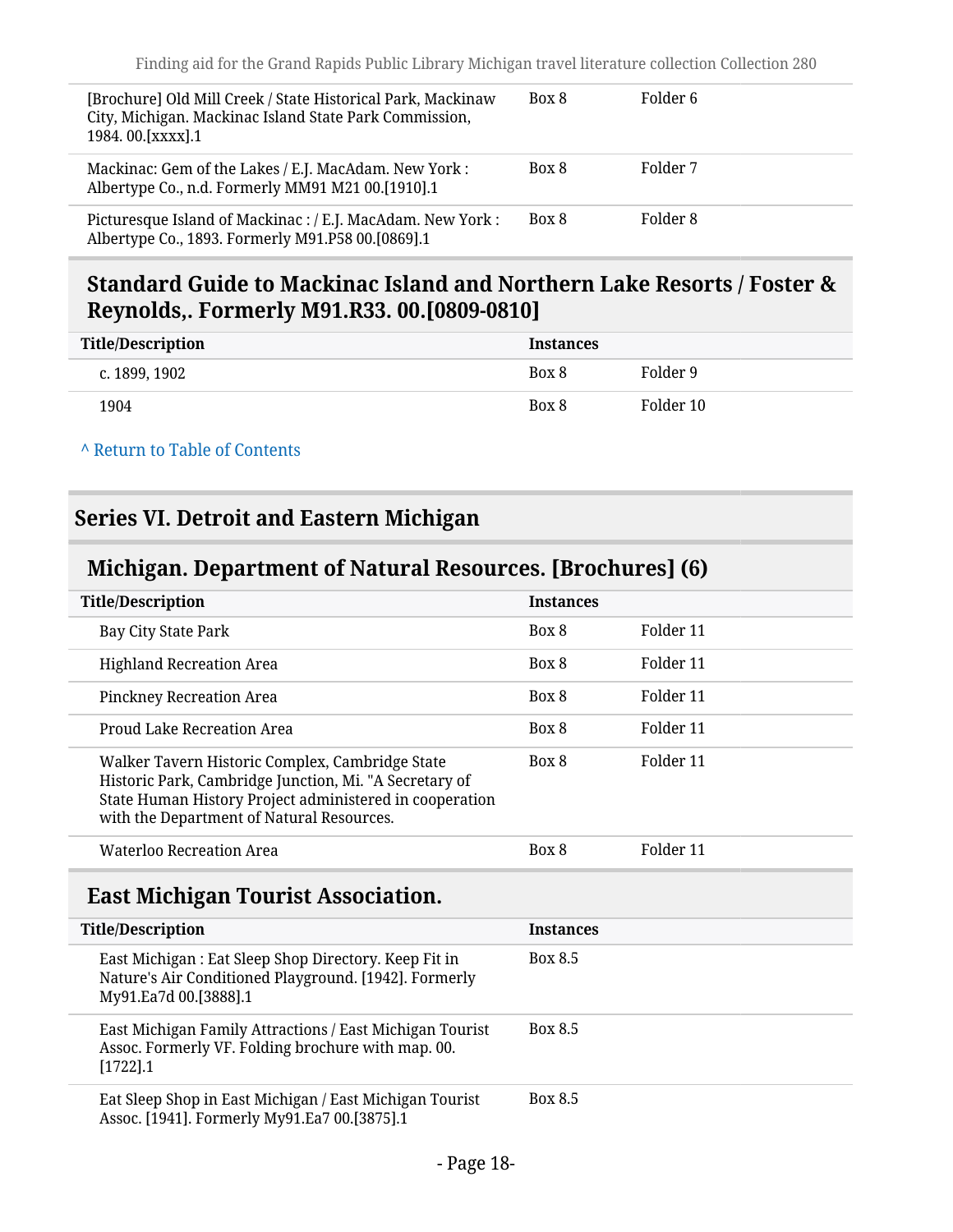| | | |
|---|---|---|
| [Brochure] Old Mill Creek / State Historical Park, Mackinaw City, Michigan. Mackinac Island State Park Commission, 1984. 00.[xxxx].1 | Box 8 | Folder 6 |
| Mackinac: Gem of the Lakes / E.J. MacAdam. New York : Albertype Co., n.d. Formerly MM91 M21 00.[1910].1 | Box 8 | Folder 7 |
| Picturesque Island of Mackinac : / E.J. MacAdam. New York : Albertype Co., 1893. Formerly M91.P58 00.[0869].1 | Box 8 | Folder 8 |

### Standard Guide to Mackinac Island and Northern Lake Resorts / Foster & Reynolds,. Formerly M91.R33. 00.[0809-0810]

| Title/Description | Instances | |
|---|---|---|
| c. 1899, 1902 | Box 8 | Folder 9 |
| 1904 | Box 8 | Folder 10 |

^ Return to Table of Contents

## Series VI. Detroit and Eastern Michigan

### Michigan. Department of Natural Resources. [Brochures] (6)

| Title/Description | Instances | |
|---|---|---|
| Bay City State Park | Box 8 | Folder 11 |
| Highland Recreation Area | Box 8 | Folder 11 |
| Pinckney Recreation Area | Box 8 | Folder 11 |
| Proud Lake Recreation Area | Box 8 | Folder 11 |
| Walker Tavern Historic Complex, Cambridge State Historic Park, Cambridge Junction, Mi. "A Secretary of State Human History Project administered in cooperation with the Department of Natural Resources. | Box 8 | Folder 11 |
| Waterloo Recreation Area | Box 8 | Folder 11 |

### East Michigan Tourist Association.

| Title/Description | Instances |
|---|---|
| East Michigan : Eat Sleep Shop Directory. Keep Fit in Nature's Air Conditioned Playground. [1942]. Formerly My91.Ea7d 00.[3888].1 | Box 8.5 |
| East Michigan Family Attractions / East Michigan Tourist Assoc. Formerly VF. Folding brochure with map. 00.[1722].1 | Box 8.5 |
| Eat Sleep Shop in East Michigan / East Michigan Tourist Assoc. [1941]. Formerly My91.Ea7 00.[3875].1 | Box 8.5 |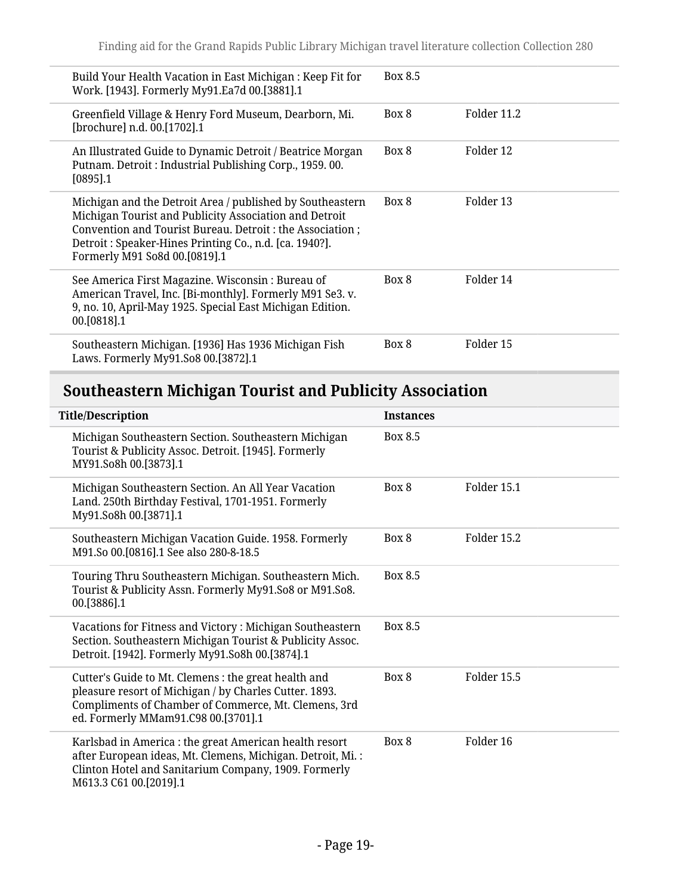| | | |
|---|---|---|
| Build Your Health Vacation in East Michigan : Keep Fit for Work. [1943]. Formerly My91.Ea7d 00.[3881].1 | Box 8.5 | |
| Greenfield Village & Henry Ford Museum, Dearborn, Mi. [brochure] n.d. 00.[1702].1 | Box 8 | Folder 11.2 |
| An Illustrated Guide to Dynamic Detroit / Beatrice Morgan Putnam. Detroit : Industrial Publishing Corp., 1959. 00.[0895].1 | Box 8 | Folder 12 |
| Michigan and the Detroit Area / published by Southeastern Michigan Tourist and Publicity Association and Detroit Convention and Tourist Bureau. Detroit : the Association ; Detroit : Speaker-Hines Printing Co., n.d. [ca. 1940?]. Formerly M91 So8d 00.[0819].1 | Box 8 | Folder 13 |
| See America First Magazine. Wisconsin : Bureau of American Travel, Inc. [Bi-monthly]. Formerly M91 Se3. v. 9, no. 10, April-May 1925. Special East Michigan Edition. 00.[0818].1 | Box 8 | Folder 14 |
| Southeastern Michigan. [1936] Has 1936 Michigan Fish Laws. Formerly My91.So8 00.[3872].1 | Box 8 | Folder 15 |

## Southeastern Michigan Tourist and Publicity Association

| Title/Description | Instances | |
|---|---|---|
| Michigan Southeastern Section. Southeastern Michigan Tourist & Publicity Assoc. Detroit. [1945]. Formerly MY91.So8h 00.[3873].1 | Box 8.5 | |
| Michigan Southeastern Section. An All Year Vacation Land. 250th Birthday Festival, 1701-1951. Formerly My91.So8h 00.[3871].1 | Box 8 | Folder 15.1 |
| Southeastern Michigan Vacation Guide. 1958. Formerly M91.So 00.[0816].1 See also 280-8-18.5 | Box 8 | Folder 15.2 |
| Touring Thru Southeastern Michigan. Southeastern Mich. Tourist & Publicity Assn. Formerly My91.So8 or M91.So8. 00.[3886].1 | Box 8.5 | |
| Vacations for Fitness and Victory : Michigan Southeastern Section. Southeastern Michigan Tourist & Publicity Assoc. Detroit. [1942]. Formerly My91.So8h 00.[3874].1 | Box 8.5 | |
| Cutter's Guide to Mt. Clemens : the great health and pleasure resort of Michigan / by Charles Cutter. 1893. Compliments of Chamber of Commerce, Mt. Clemens, 3rd ed. Formerly MMam91.C98 00.[3701].1 | Box 8 | Folder 15.5 |
| Karlsbad in America : the great American health resort after European ideas, Mt. Clemens, Michigan. Detroit, Mi. : Clinton Hotel and Sanitarium Company, 1909. Formerly M613.3 C61 00.[2019].1 | Box 8 | Folder 16 |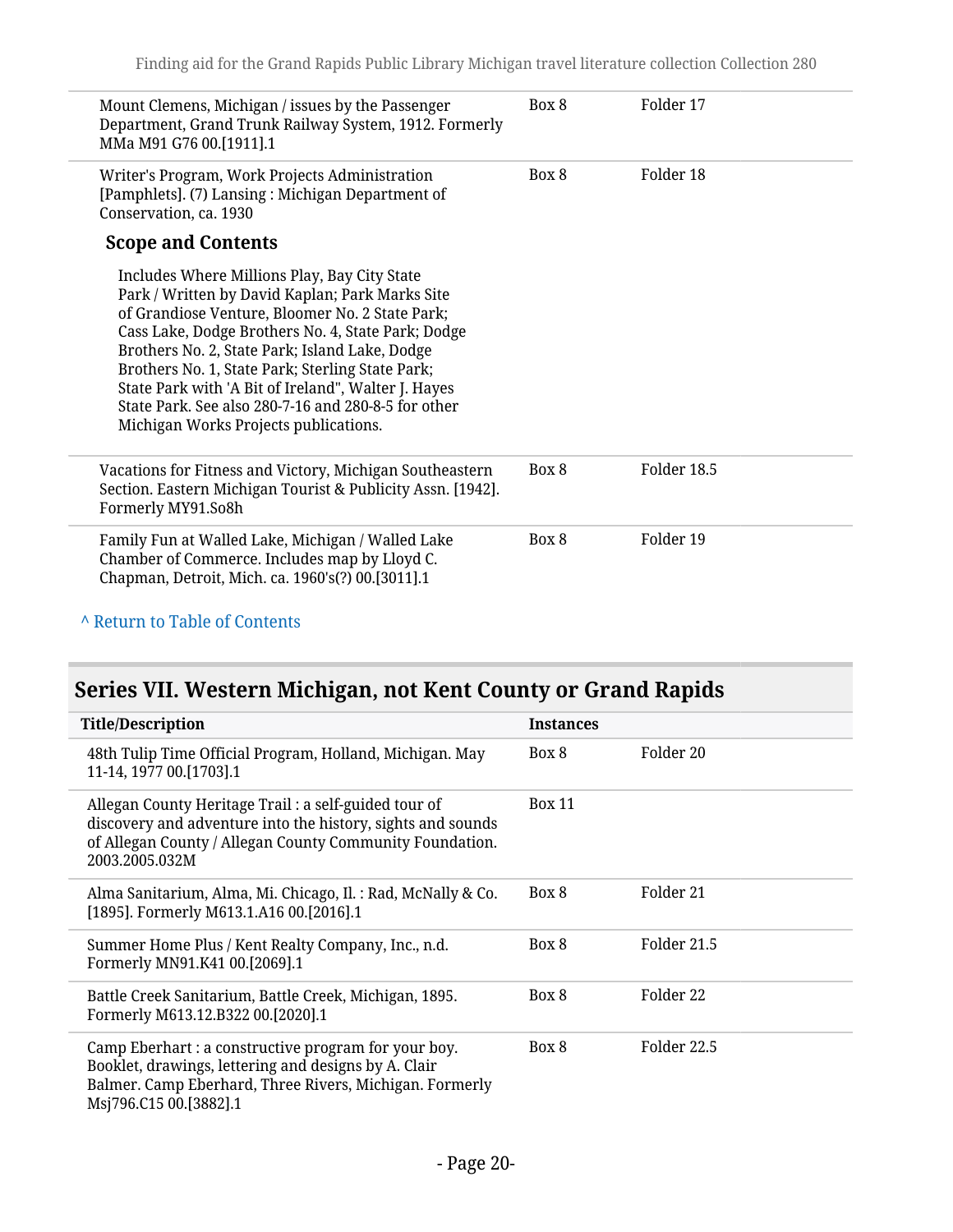| | | |
|---|---|---|
| Mount Clemens, Michigan / issues by the Passenger Department, Grand Trunk Railway System, 1912. Formerly MMa M91 G76 00.[1911].1 | Box 8 | Folder 17 |
| Writer's Program, Work Projects Administration [Pamphlets]. (7) Lansing : Michigan Department of Conservation, ca. 1930 | Box 8 | Folder 18 |

**Scope and Contents**

Includes Where Millions Play, Bay City State Park / Written by David Kaplan; Park Marks Site of Grandiose Venture, Bloomer No. 2 State Park; Cass Lake, Dodge Brothers No. 4, State Park; Dodge Brothers No. 2, State Park; Island Lake, Dodge Brothers No. 1, State Park; Sterling State Park; State Park with 'A Bit of Ireland", Walter J. Hayes State Park. See also 280-7-16 and 280-8-5 for other Michigan Works Projects publications.

| | | |
|---|---|---|
| Vacations for Fitness and Victory, Michigan Southeastern Section. Eastern Michigan Tourist & Publicity Assn. [1942]. Formerly MY91.So8h | Box 8 | Folder 18.5 |
| Family Fun at Walled Lake, Michigan / Walled Lake Chamber of Commerce. Includes map by Lloyd C. Chapman, Detroit, Mich. ca. 1960's(?) 00.[3011].1 | Box 8 | Folder 19 |

^ Return to Table of Contents

## Series VII. Western Michigan, not Kent County or Grand Rapids

| Title/Description | Instances | |
|---|---|---|
| 48th Tulip Time Official Program, Holland, Michigan. May 11-14, 1977 00.[1703].1 | Box 8 | Folder 20 |
| Allegan County Heritage Trail : a self-guided tour of discovery and adventure into the history, sights and sounds of Allegan County / Allegan County Community Foundation. 2003.2005.032M | Box 11 | |
| Alma Sanitarium, Alma, Mi. Chicago, Il. : Rad, McNally & Co. [1895]. Formerly M613.1.A16 00.[2016].1 | Box 8 | Folder 21 |
| Summer Home Plus / Kent Realty Company, Inc., n.d. Formerly MN91.K41 00.[2069].1 | Box 8 | Folder 21.5 |
| Battle Creek Sanitarium, Battle Creek, Michigan, 1895. Formerly M613.12.B322 00.[2020].1 | Box 8 | Folder 22 |
| Camp Eberhart : a constructive program for your boy. Booklet, drawings, lettering and designs by A. Clair Balmer. Camp Eberhard, Three Rivers, Michigan. Formerly Msj796.C15 00.[3882].1 | Box 8 | Folder 22.5 |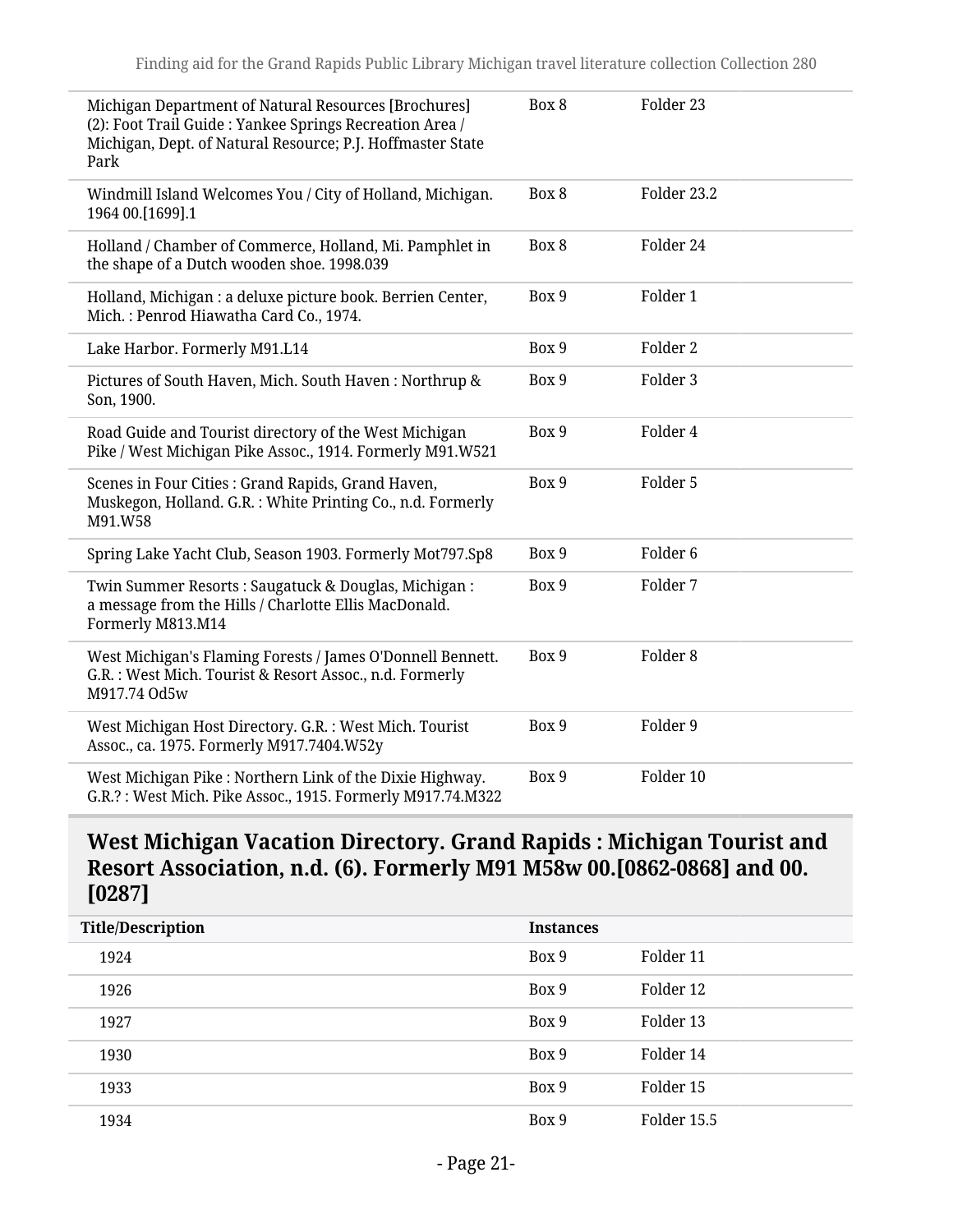| | | |
|---|---|---|
| Michigan Department of Natural Resources [Brochures] (2): Foot Trail Guide : Yankee Springs Recreation Area / Michigan, Dept. of Natural Resource; P.J. Hoffmaster State Park | Box 8 | Folder 23 |
| Windmill Island Welcomes You / City of Holland, Michigan. 1964 00.[1699].1 | Box 8 | Folder 23.2 |
| Holland / Chamber of Commerce, Holland, Mi. Pamphlet in the shape of a Dutch wooden shoe. 1998.039 | Box 8 | Folder 24 |
| Holland, Michigan : a deluxe picture book. Berrien Center, Mich. : Penrod Hiawatha Card Co., 1974. | Box 9 | Folder 1 |
| Lake Harbor. Formerly M91.L14 | Box 9 | Folder 2 |
| Pictures of South Haven, Mich. South Haven : Northrup & Son, 1900. | Box 9 | Folder 3 |
| Road Guide and Tourist directory of the West Michigan Pike / West Michigan Pike Assoc., 1914. Formerly M91.W521 | Box 9 | Folder 4 |
| Scenes in Four Cities : Grand Rapids, Grand Haven, Muskegon, Holland. G.R. : White Printing Co., n.d. Formerly M91.W58 | Box 9 | Folder 5 |
| Spring Lake Yacht Club, Season 1903. Formerly Mot797.Sp8 | Box 9 | Folder 6 |
| Twin Summer Resorts : Saugatuck & Douglas, Michigan : a message from the Hills / Charlotte Ellis MacDonald. Formerly M813.M14 | Box 9 | Folder 7 |
| West Michigan's Flaming Forests / James O'Donnell Bennett. G.R. : West Mich. Tourist & Resort Assoc., n.d. Formerly M917.74 Od5w | Box 9 | Folder 8 |
| West Michigan Host Directory. G.R. : West Mich. Tourist Assoc., ca. 1975. Formerly M917.7404.W52y | Box 9 | Folder 9 |
| West Michigan Pike : Northern Link of the Dixie Highway. G.R.? : West Mich. Pike Assoc., 1915. Formerly M917.74.M322 | Box 9 | Folder 10 |

### West Michigan Vacation Directory. Grand Rapids : Michigan Tourist and Resort Association, n.d. (6). Formerly M91 M58w 00.[0862-0868] and 00.[0287]

| Title/Description | Instances | |
|---|---|---|
| 1924 | Box 9 | Folder 11 |
| 1926 | Box 9 | Folder 12 |
| 1927 | Box 9 | Folder 13 |
| 1930 | Box 9 | Folder 14 |
| 1933 | Box 9 | Folder 15 |
| 1934 | Box 9 | Folder 15.5 |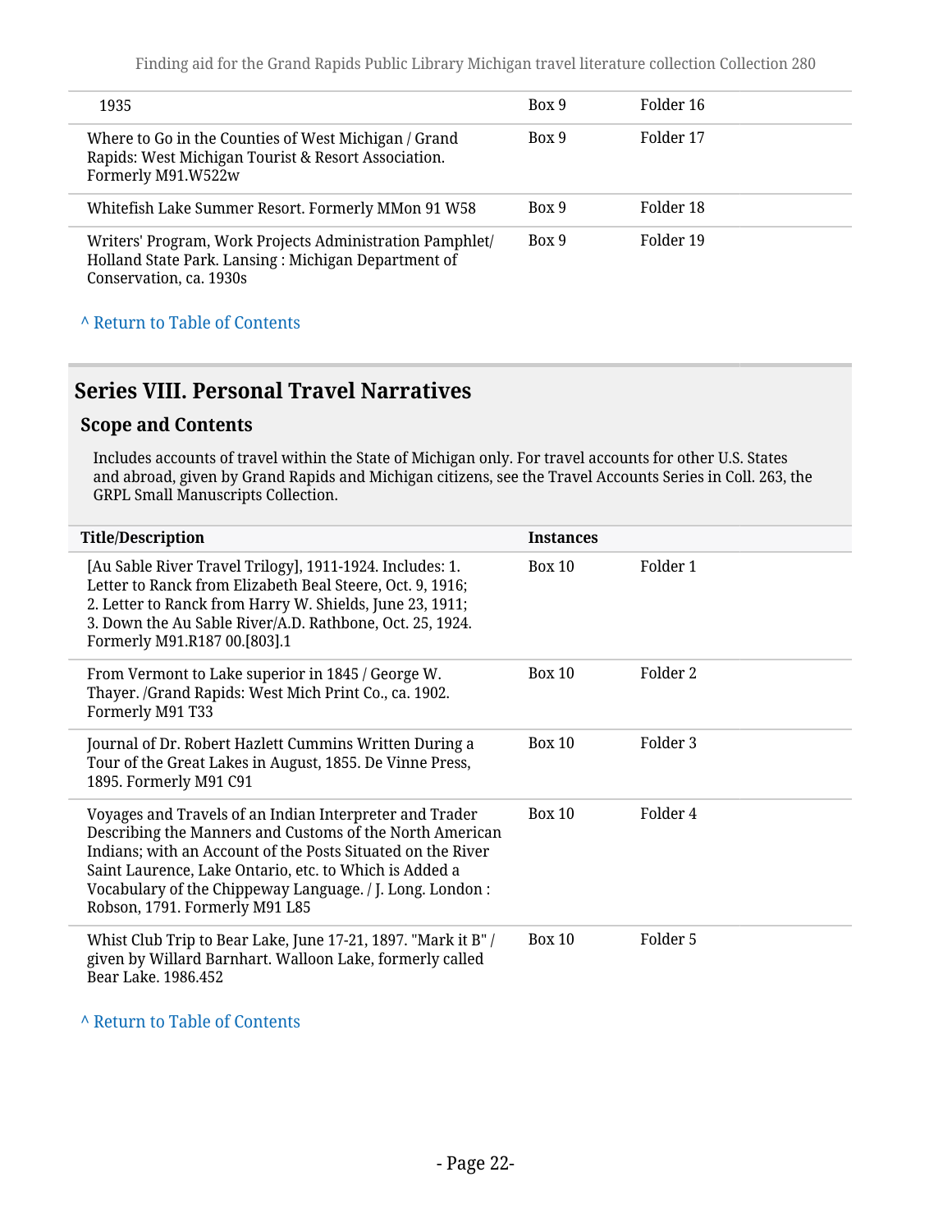| | | |
|---|---|---|
| 1935 | Box 9 | Folder 16 |
| Where to Go in the Counties of West Michigan / Grand Rapids: West Michigan Tourist & Resort Association. Formerly M91.W522w | Box 9 | Folder 17 |
| Whitefish Lake Summer Resort. Formerly MMon 91 W58 | Box 9 | Folder 18 |
| Writers' Program, Work Projects Administration Pamphlet/ Holland State Park. Lansing : Michigan Department of Conservation, ca. 1930s | Box 9 | Folder 19 |

^ Return to Table of Contents

## Series VIII. Personal Travel Narratives

### Scope and Contents

Includes accounts of travel within the State of Michigan only. For travel accounts for other U.S. States and abroad, given by Grand Rapids and Michigan citizens, see the Travel Accounts Series in Coll. 263, the GRPL Small Manuscripts Collection.

| Title/Description | Instances | |
|---|---|---|
| [Au Sable River Travel Trilogy], 1911-1924. Includes: 1. Letter to Ranck from Elizabeth Beal Steere, Oct. 9, 1916; 2. Letter to Ranck from Harry W. Shields, June 23, 1911; 3. Down the Au Sable River/A.D. Rathbone, Oct. 25, 1924. Formerly M91.R187 00.[803].1 | Box 10 | Folder 1 |
| From Vermont to Lake superior in 1845 / George W. Thayer. /Grand Rapids: West Mich Print Co., ca. 1902. Formerly M91 T33 | Box 10 | Folder 2 |
| Journal of Dr. Robert Hazlett Cummins Written During a Tour of the Great Lakes in August, 1855. De Vinne Press, 1895. Formerly M91 C91 | Box 10 | Folder 3 |
| Voyages and Travels of an Indian Interpreter and Trader Describing the Manners and Customs of the North American Indians; with an Account of the Posts Situated on the River Saint Laurence, Lake Ontario, etc. to Which is Added a Vocabulary of the Chippeway Language. / J. Long. London : Robson, 1791. Formerly M91 L85 | Box 10 | Folder 4 |
| Whist Club Trip to Bear Lake, June 17-21, 1897. "Mark it B" / given by Willard Barnhart. Walloon Lake, formerly called Bear Lake. 1986.452 | Box 10 | Folder 5 |

^ Return to Table of Contents